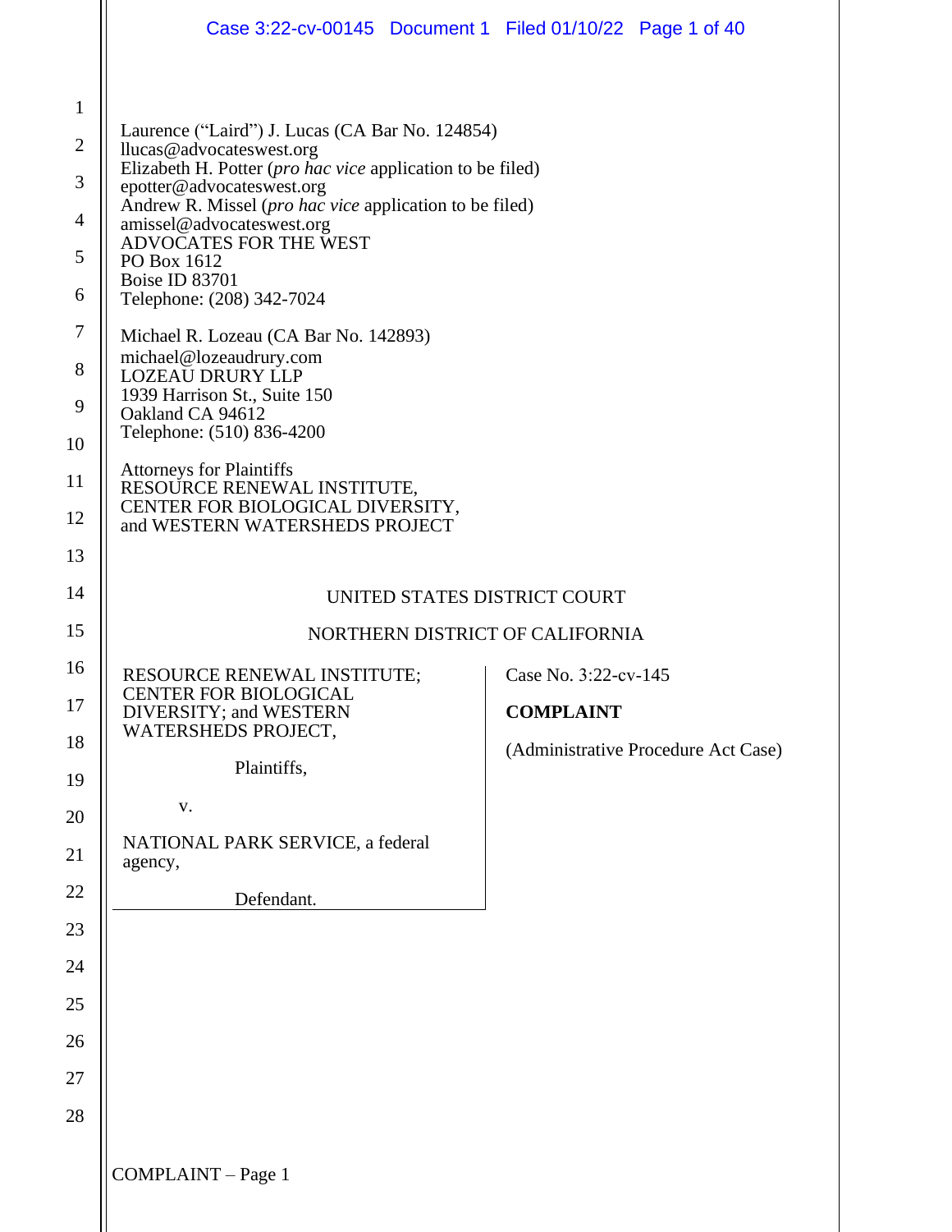Laurence ("Laird") J. Lucas (CA Bar No. 124854)
llucas@advocateswest.org
Elizabeth H. Potter (*pro hac vice* application to be filed)
epotter@advocateswest.org
Andrew R. Missel (*pro hac vice* application to be filed)
amissel@advocateswest.org
ADVOCATES FOR THE WEST
PO Box 1612
Boise ID 83701
Telephone: (208) 342-7024

Michael R. Lozeau (CA Bar No. 142893)
michael@lozeaudrury.com
LOZEAU DRURY LLP
1939 Harrison St., Suite 150
Oakland CA 94612
Telephone: (510) 836-4200

Attorneys for Plaintiffs
RESOURCE RENEWAL INSTITUTE,
CENTER FOR BIOLOGICAL DIVERSITY,
and WESTERN WATERSHEDS PROJECT

UNITED STATES DISTRICT COURT

NORTHERN DISTRICT OF CALIFORNIA

| | |
|---|---|
| RESOURCE RENEWAL INSTITUTE; CENTER FOR BIOLOGICAL DIVERSITY; and WESTERN WATERSHEDS PROJECT,<br><br>Plaintiffs,<br><br>v.<br><br>NATIONAL PARK SERVICE, a federal agency,<br><br>Defendant. | Case No. 3:22-cv-145<br><br>**COMPLAINT**<br><br>(Administrative Procedure Act Case) |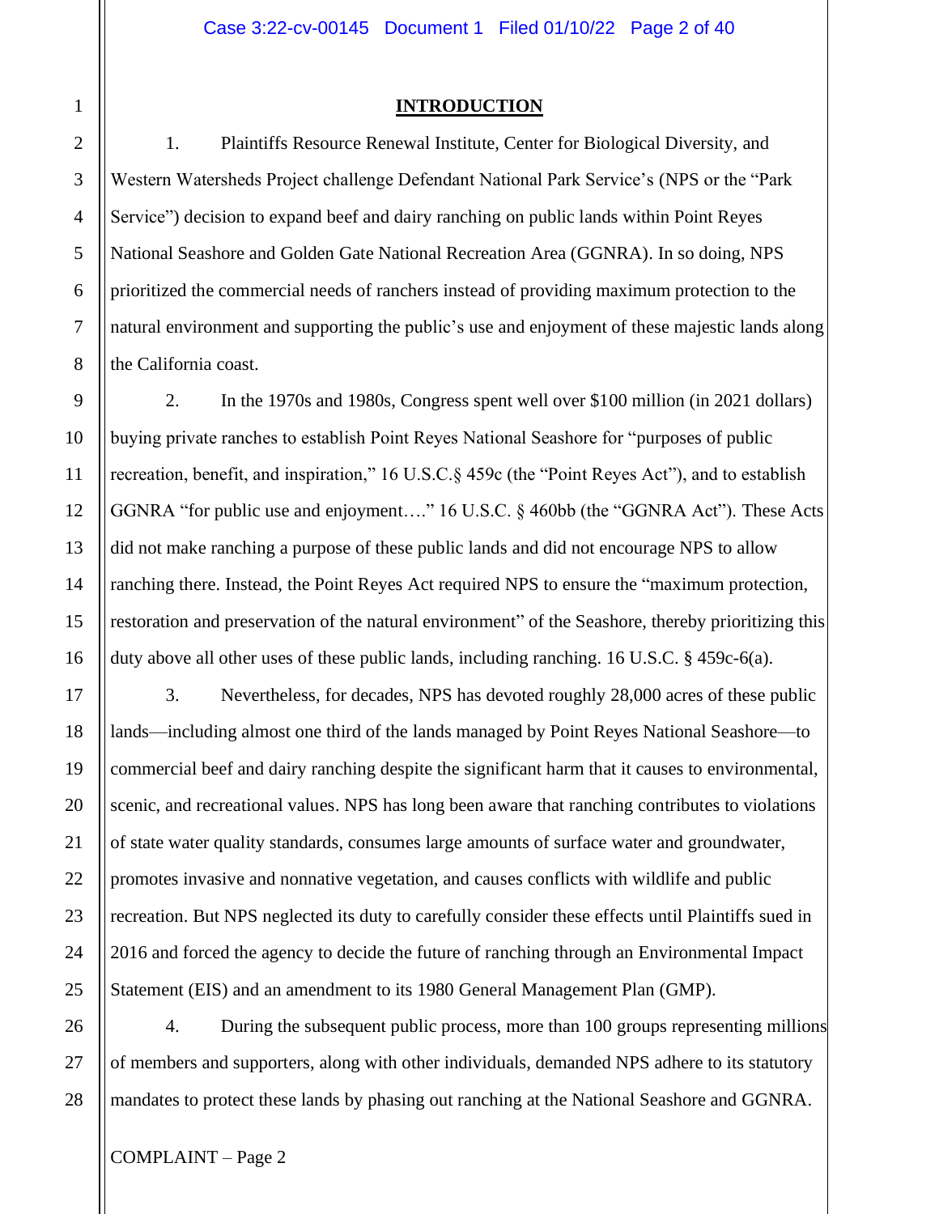## INTRODUCTION

1. Plaintiffs Resource Renewal Institute, Center for Biological Diversity, and Western Watersheds Project challenge Defendant National Park Service's (NPS or the "Park Service") decision to expand beef and dairy ranching on public lands within Point Reyes National Seashore and Golden Gate National Recreation Area (GGNRA). In so doing, NPS prioritized the commercial needs of ranchers instead of providing maximum protection to the natural environment and supporting the public's use and enjoyment of these majestic lands along the California coast.

2. In the 1970s and 1980s, Congress spent well over $100 million (in 2021 dollars) buying private ranches to establish Point Reyes National Seashore for "purposes of public recreation, benefit, and inspiration," 16 U.S.C.§ 459c (the "Point Reyes Act"), and to establish GGNRA "for public use and enjoyment…." 16 U.S.C. § 460bb (the "GGNRA Act"). These Acts did not make ranching a purpose of these public lands and did not encourage NPS to allow ranching there. Instead, the Point Reyes Act required NPS to ensure the "maximum protection, restoration and preservation of the natural environment" of the Seashore, thereby prioritizing this duty above all other uses of these public lands, including ranching. 16 U.S.C. § 459c-6(a).

3. Nevertheless, for decades, NPS has devoted roughly 28,000 acres of these public lands—including almost one third of the lands managed by Point Reyes National Seashore—to commercial beef and dairy ranching despite the significant harm that it causes to environmental, scenic, and recreational values. NPS has long been aware that ranching contributes to violations of state water quality standards, consumes large amounts of surface water and groundwater, promotes invasive and nonnative vegetation, and causes conflicts with wildlife and public recreation. But NPS neglected its duty to carefully consider these effects until Plaintiffs sued in 2016 and forced the agency to decide the future of ranching through an Environmental Impact Statement (EIS) and an amendment to its 1980 General Management Plan (GMP).

4. During the subsequent public process, more than 100 groups representing millions of members and supporters, along with other individuals, demanded NPS adhere to its statutory mandates to protect these lands by phasing out ranching at the National Seashore and GGNRA.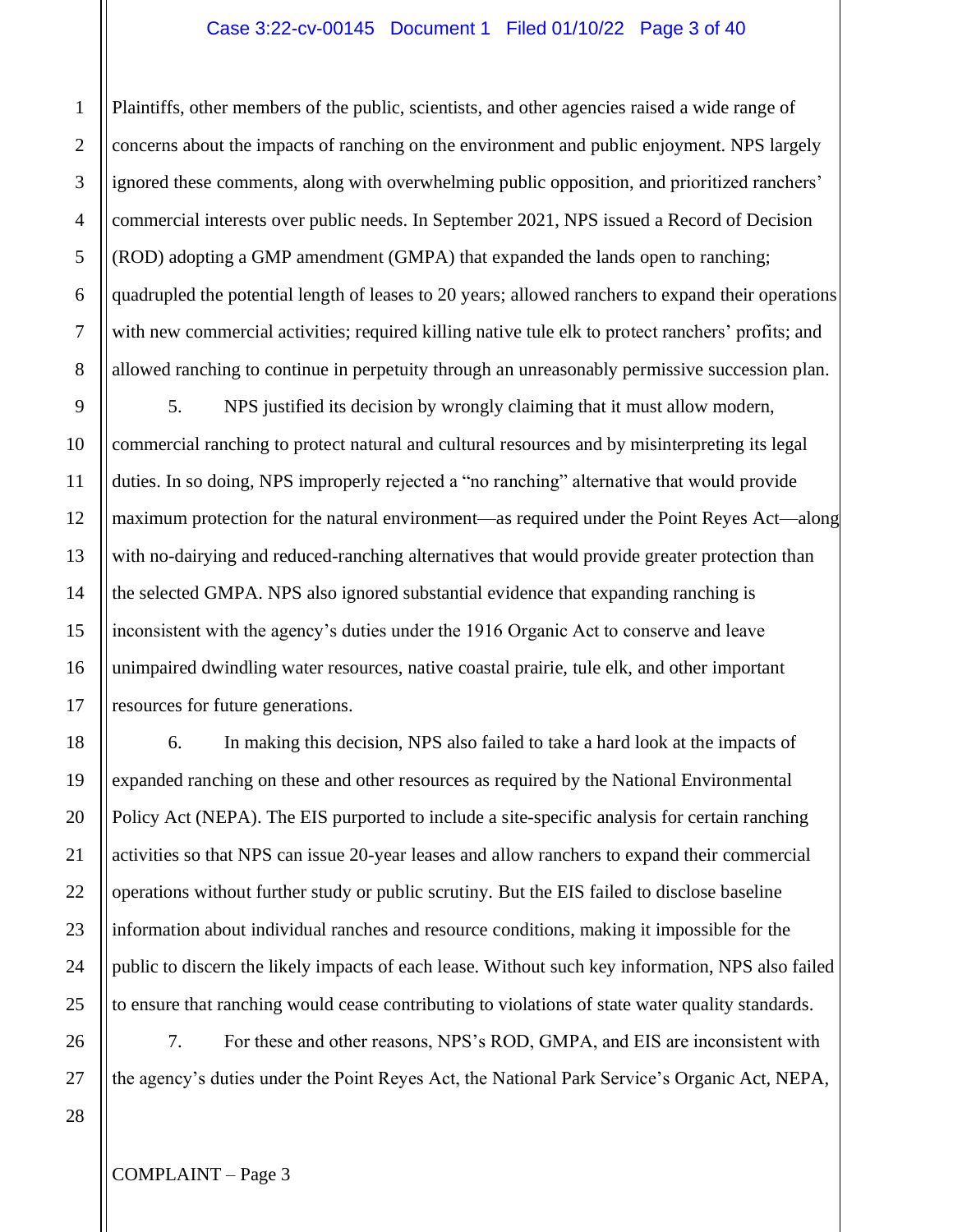Plaintiffs, other members of the public, scientists, and other agencies raised a wide range of concerns about the impacts of ranching on the environment and public enjoyment. NPS largely ignored these comments, along with overwhelming public opposition, and prioritized ranchers' commercial interests over public needs. In September 2021, NPS issued a Record of Decision (ROD) adopting a GMP amendment (GMPA) that expanded the lands open to ranching; quadrupled the potential length of leases to 20 years; allowed ranchers to expand their operations with new commercial activities; required killing native tule elk to protect ranchers' profits; and allowed ranching to continue in perpetuity through an unreasonably permissive succession plan.

5. NPS justified its decision by wrongly claiming that it must allow modern, commercial ranching to protect natural and cultural resources and by misinterpreting its legal duties. In so doing, NPS improperly rejected a "no ranching" alternative that would provide maximum protection for the natural environment—as required under the Point Reyes Act—along with no-dairying and reduced-ranching alternatives that would provide greater protection than the selected GMPA. NPS also ignored substantial evidence that expanding ranching is inconsistent with the agency's duties under the 1916 Organic Act to conserve and leave unimpaired dwindling water resources, native coastal prairie, tule elk, and other important resources for future generations.

6. In making this decision, NPS also failed to take a hard look at the impacts of expanded ranching on these and other resources as required by the National Environmental Policy Act (NEPA). The EIS purported to include a site-specific analysis for certain ranching activities so that NPS can issue 20-year leases and allow ranchers to expand their commercial operations without further study or public scrutiny. But the EIS failed to disclose baseline information about individual ranches and resource conditions, making it impossible for the public to discern the likely impacts of each lease. Without such key information, NPS also failed to ensure that ranching would cease contributing to violations of state water quality standards.

7. For these and other reasons, NPS's ROD, GMPA, and EIS are inconsistent with the agency's duties under the Point Reyes Act, the National Park Service's Organic Act, NEPA,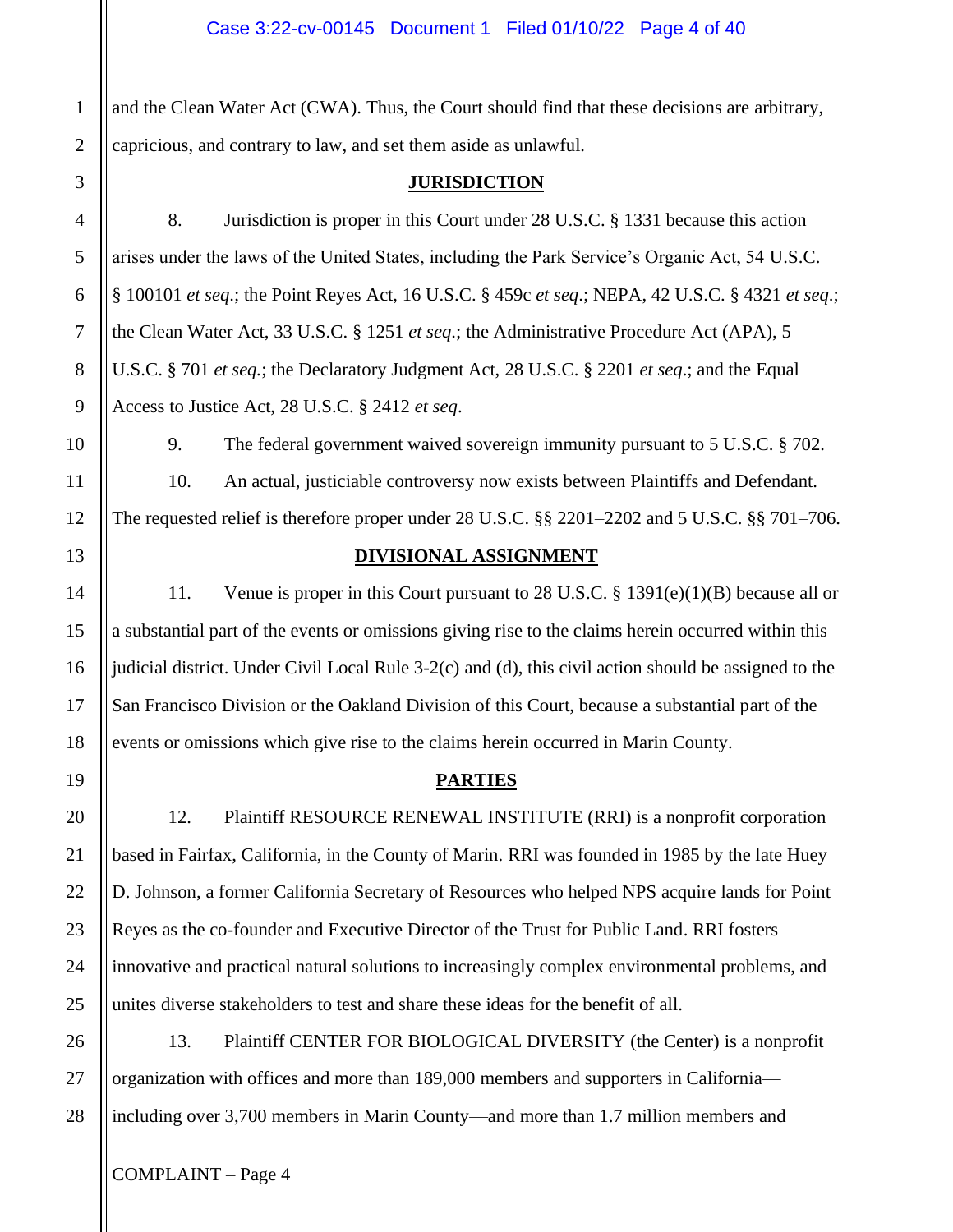and the Clean Water Act (CWA). Thus, the Court should find that these decisions are arbitrary, capricious, and contrary to law, and set them aside as unlawful.

## JURISDICTION

8. Jurisdiction is proper in this Court under 28 U.S.C. § 1331 because this action arises under the laws of the United States, including the Park Service's Organic Act, 54 U.S.C. § 100101 *et seq*.; the Point Reyes Act, 16 U.S.C. § 459c *et seq*.; NEPA, 42 U.S.C. § 4321 *et seq*.; the Clean Water Act, 33 U.S.C. § 1251 *et seq.*; the Administrative Procedure Act (APA), 5 U.S.C. § 701 *et seq.*; the Declaratory Judgment Act, 28 U.S.C. § 2201 *et seq*.; and the Equal Access to Justice Act, 28 U.S.C. § 2412 *et seq*.

9. The federal government waived sovereign immunity pursuant to 5 U.S.C. § 702.

10. An actual, justiciable controversy now exists between Plaintiffs and Defendant. The requested relief is therefore proper under 28 U.S.C. §§ 2201–2202 and 5 U.S.C. §§ 701–706.

## DIVISIONAL ASSIGNMENT

11. Venue is proper in this Court pursuant to 28 U.S.C. § 1391(e)(1)(B) because all or a substantial part of the events or omissions giving rise to the claims herein occurred within this judicial district. Under Civil Local Rule 3-2(c) and (d), this civil action should be assigned to the San Francisco Division or the Oakland Division of this Court, because a substantial part of the events or omissions which give rise to the claims herein occurred in Marin County.

## PARTIES

12. Plaintiff RESOURCE RENEWAL INSTITUTE (RRI) is a nonprofit corporation based in Fairfax, California, in the County of Marin. RRI was founded in 1985 by the late Huey D. Johnson, a former California Secretary of Resources who helped NPS acquire lands for Point Reyes as the co-founder and Executive Director of the Trust for Public Land. RRI fosters innovative and practical natural solutions to increasingly complex environmental problems, and unites diverse stakeholders to test and share these ideas for the benefit of all.

13. Plaintiff CENTER FOR BIOLOGICAL DIVERSITY (the Center) is a nonprofit organization with offices and more than 189,000 members and supporters in California—including over 3,700 members in Marin County—and more than 1.7 million members and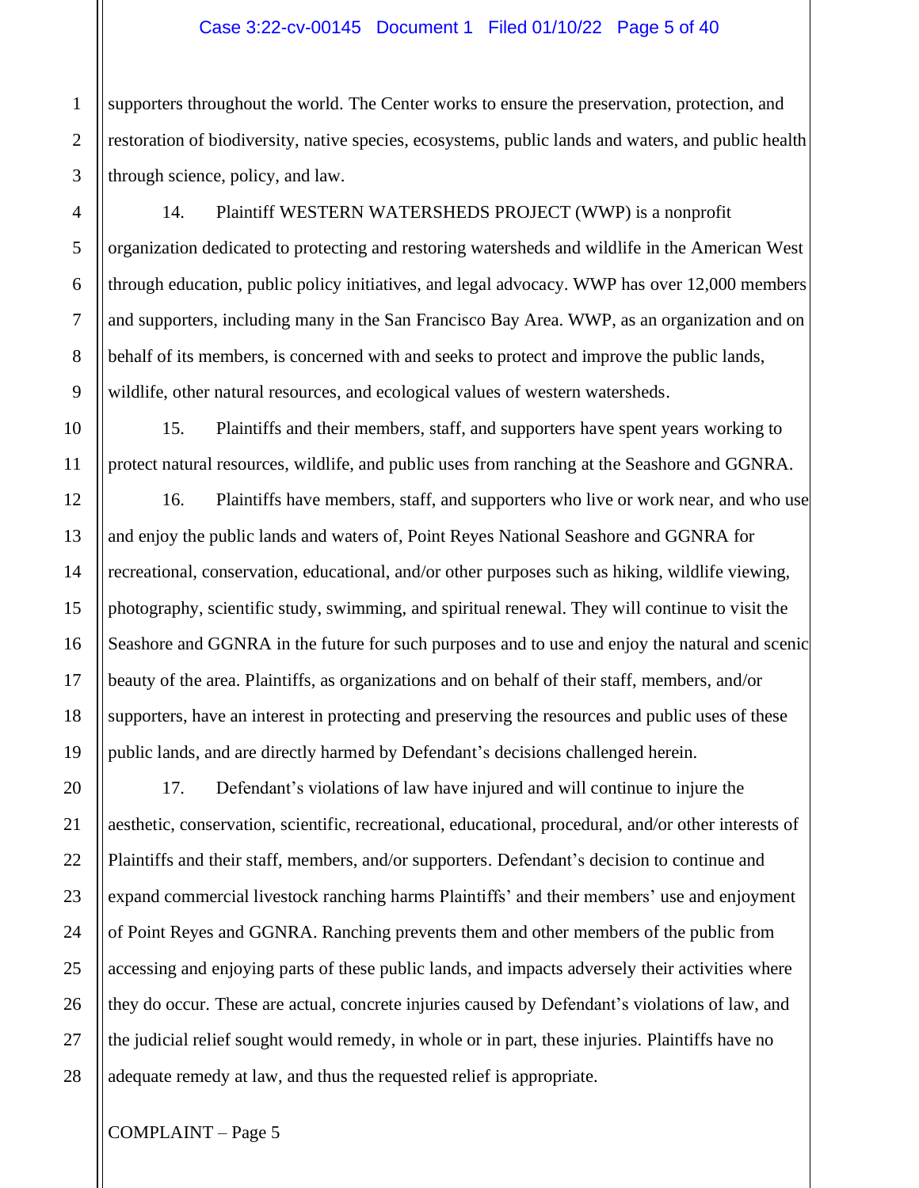supporters throughout the world. The Center works to ensure the preservation, protection, and restoration of biodiversity, native species, ecosystems, public lands and waters, and public health through science, policy, and law.

14. Plaintiff WESTERN WATERSHEDS PROJECT (WWP) is a nonprofit organization dedicated to protecting and restoring watersheds and wildlife in the American West through education, public policy initiatives, and legal advocacy. WWP has over 12,000 members and supporters, including many in the San Francisco Bay Area. WWP, as an organization and on behalf of its members, is concerned with and seeks to protect and improve the public lands, wildlife, other natural resources, and ecological values of western watersheds.

15. Plaintiffs and their members, staff, and supporters have spent years working to protect natural resources, wildlife, and public uses from ranching at the Seashore and GGNRA.

16. Plaintiffs have members, staff, and supporters who live or work near, and who use and enjoy the public lands and waters of, Point Reyes National Seashore and GGNRA for recreational, conservation, educational, and/or other purposes such as hiking, wildlife viewing, photography, scientific study, swimming, and spiritual renewal. They will continue to visit the Seashore and GGNRA in the future for such purposes and to use and enjoy the natural and scenic beauty of the area. Plaintiffs, as organizations and on behalf of their staff, members, and/or supporters, have an interest in protecting and preserving the resources and public uses of these public lands, and are directly harmed by Defendant's decisions challenged herein.

17. Defendant's violations of law have injured and will continue to injure the aesthetic, conservation, scientific, recreational, educational, procedural, and/or other interests of Plaintiffs and their staff, members, and/or supporters. Defendant's decision to continue and expand commercial livestock ranching harms Plaintiffs' and their members' use and enjoyment of Point Reyes and GGNRA. Ranching prevents them and other members of the public from accessing and enjoying parts of these public lands, and impacts adversely their activities where they do occur. These are actual, concrete injuries caused by Defendant's violations of law, and the judicial relief sought would remedy, in whole or in part, these injuries. Plaintiffs have no adequate remedy at law, and thus the requested relief is appropriate.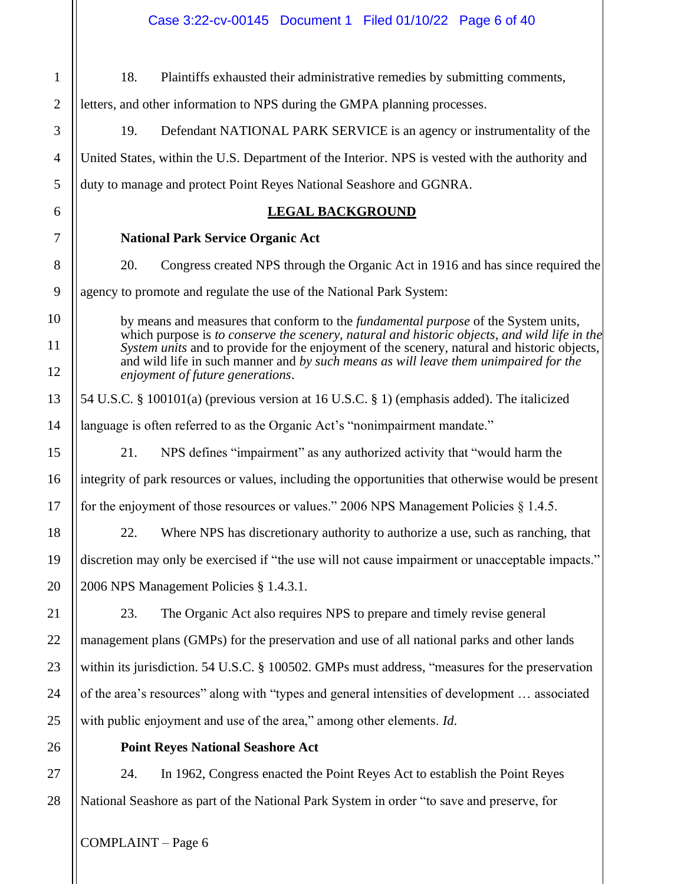18. Plaintiffs exhausted their administrative remedies by submitting comments, letters, and other information to NPS during the GMPA planning processes.

19. Defendant NATIONAL PARK SERVICE is an agency or instrumentality of the United States, within the U.S. Department of the Interior. NPS is vested with the authority and duty to manage and protect Point Reyes National Seashore and GGNRA.

## LEGAL BACKGROUND

### National Park Service Organic Act

20. Congress created NPS through the Organic Act in 1916 and has since required the agency to promote and regulate the use of the National Park System:

> by means and measures that conform to the *fundamental purpose* of the System units, which purpose is *to conserve the scenery, natural and historic objects, and wild life in the System units* and to provide for the enjoyment of the scenery, natural and historic objects, and wild life in such manner and *by such means as will leave them unimpaired for the enjoyment of future generations*.

54 U.S.C. § 100101(a) (previous version at 16 U.S.C. § 1) (emphasis added). The italicized language is often referred to as the Organic Act's "nonimpairment mandate."

21. NPS defines "impairment" as any authorized activity that "would harm the integrity of park resources or values, including the opportunities that otherwise would be present for the enjoyment of those resources or values." 2006 NPS Management Policies § 1.4.5.

22. Where NPS has discretionary authority to authorize a use, such as ranching, that discretion may only be exercised if "the use will not cause impairment or unacceptable impacts." 2006 NPS Management Policies § 1.4.3.1.

23. The Organic Act also requires NPS to prepare and timely revise general management plans (GMPs) for the preservation and use of all national parks and other lands within its jurisdiction. 54 U.S.C. § 100502. GMPs must address, "measures for the preservation of the area's resources" along with "types and general intensities of development … associated with public enjoyment and use of the area," among other elements. *Id.*

### Point Reyes National Seashore Act

24. In 1962, Congress enacted the Point Reyes Act to establish the Point Reyes National Seashore as part of the National Park System in order "to save and preserve, for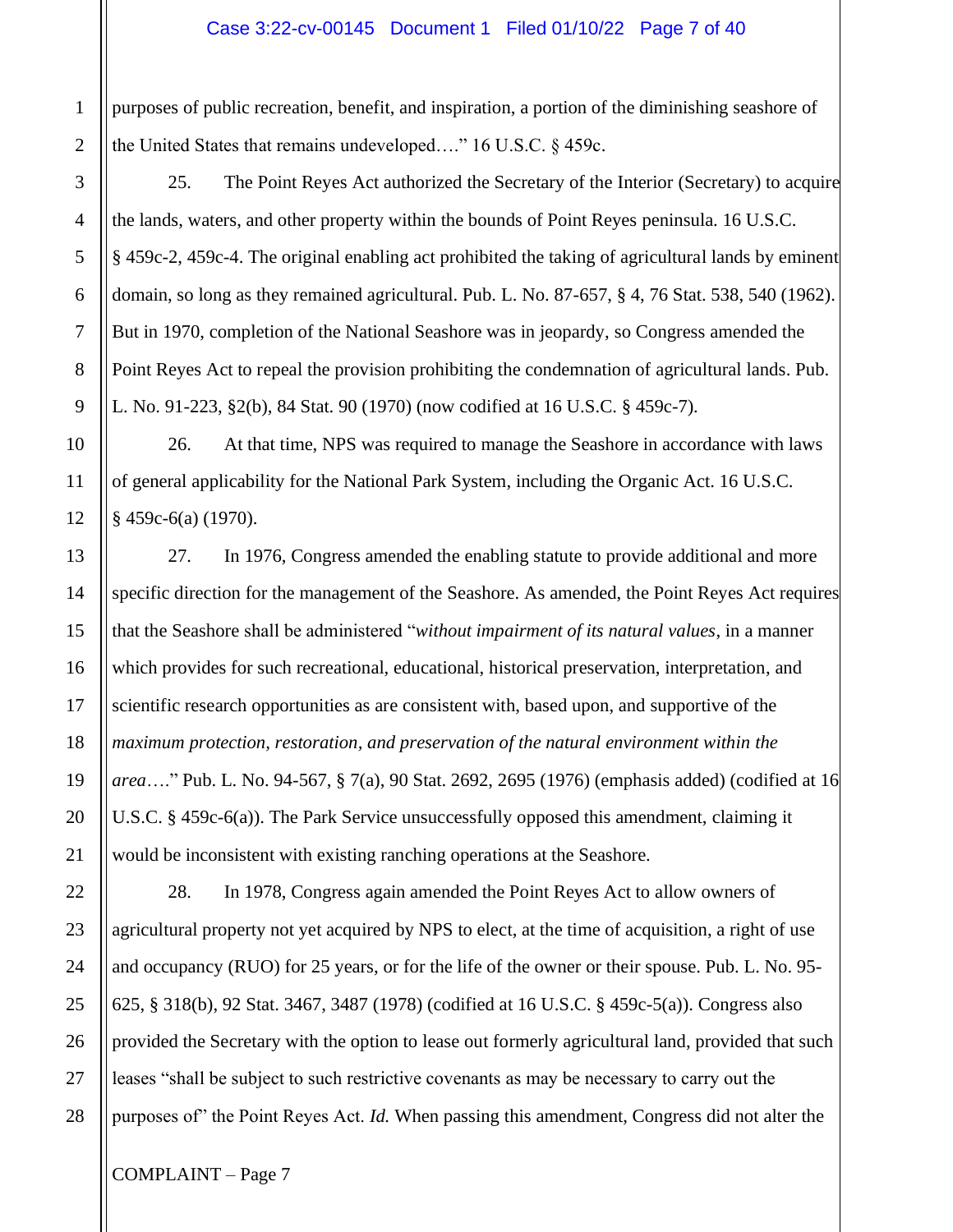purposes of public recreation, benefit, and inspiration, a portion of the diminishing seashore of the United States that remains undeveloped…." 16 U.S.C. § 459c.

25. The Point Reyes Act authorized the Secretary of the Interior (Secretary) to acquire the lands, waters, and other property within the bounds of Point Reyes peninsula. 16 U.S.C. § 459c-2, 459c-4. The original enabling act prohibited the taking of agricultural lands by eminent domain, so long as they remained agricultural. Pub. L. No. 87-657, § 4, 76 Stat. 538, 540 (1962). But in 1970, completion of the National Seashore was in jeopardy, so Congress amended the Point Reyes Act to repeal the provision prohibiting the condemnation of agricultural lands. Pub. L. No. 91-223, §2(b), 84 Stat. 90 (1970) (now codified at 16 U.S.C. § 459c-7).

26. At that time, NPS was required to manage the Seashore in accordance with laws of general applicability for the National Park System, including the Organic Act. 16 U.S.C. § 459c-6(a) (1970).

27. In 1976, Congress amended the enabling statute to provide additional and more specific direction for the management of the Seashore. As amended, the Point Reyes Act requires that the Seashore shall be administered "*without impairment of its natural values*, in a manner which provides for such recreational, educational, historical preservation, interpretation, and scientific research opportunities as are consistent with, based upon, and supportive of the *maximum protection, restoration, and preservation of the natural environment within the area*…." Pub. L. No. 94-567, § 7(a), 90 Stat. 2692, 2695 (1976) (emphasis added) (codified at 16 U.S.C. § 459c-6(a)). The Park Service unsuccessfully opposed this amendment, claiming it would be inconsistent with existing ranching operations at the Seashore.

28. In 1978, Congress again amended the Point Reyes Act to allow owners of agricultural property not yet acquired by NPS to elect, at the time of acquisition, a right of use and occupancy (RUO) for 25 years, or for the life of the owner or their spouse. Pub. L. No. 95-625, § 318(b), 92 Stat. 3467, 3487 (1978) (codified at 16 U.S.C. § 459c-5(a)). Congress also provided the Secretary with the option to lease out formerly agricultural land, provided that such leases "shall be subject to such restrictive covenants as may be necessary to carry out the purposes of" the Point Reyes Act. *Id.* When passing this amendment, Congress did not alter the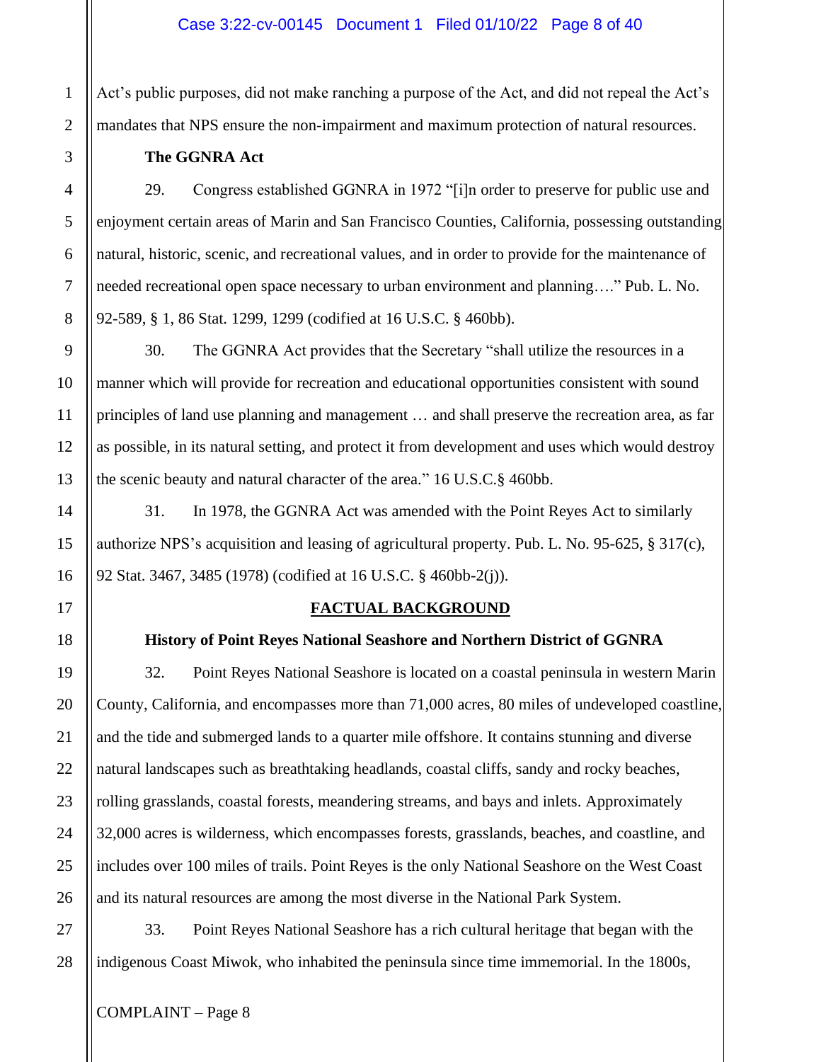Act's public purposes, did not make ranching a purpose of the Act, and did not repeal the Act's mandates that NPS ensure the non-impairment and maximum protection of natural resources.

**The GGNRA Act**

29. Congress established GGNRA in 1972 "[i]n order to preserve for public use and enjoyment certain areas of Marin and San Francisco Counties, California, possessing outstanding natural, historic, scenic, and recreational values, and in order to provide for the maintenance of needed recreational open space necessary to urban environment and planning…." Pub. L. No. 92-589, § 1, 86 Stat. 1299, 1299 (codified at 16 U.S.C. § 460bb).

30. The GGNRA Act provides that the Secretary "shall utilize the resources in a manner which will provide for recreation and educational opportunities consistent with sound principles of land use planning and management … and shall preserve the recreation area, as far as possible, in its natural setting, and protect it from development and uses which would destroy the scenic beauty and natural character of the area." 16 U.S.C.§ 460bb.

31. In 1978, the GGNRA Act was amended with the Point Reyes Act to similarly authorize NPS's acquisition and leasing of agricultural property. Pub. L. No. 95-625, § 317(c), 92 Stat. 3467, 3485 (1978) (codified at 16 U.S.C. § 460bb-2(j)).

## FACTUAL BACKGROUND

**History of Point Reyes National Seashore and Northern District of GGNRA**

32. Point Reyes National Seashore is located on a coastal peninsula in western Marin County, California, and encompasses more than 71,000 acres, 80 miles of undeveloped coastline, and the tide and submerged lands to a quarter mile offshore. It contains stunning and diverse natural landscapes such as breathtaking headlands, coastal cliffs, sandy and rocky beaches, rolling grasslands, coastal forests, meandering streams, and bays and inlets. Approximately 32,000 acres is wilderness, which encompasses forests, grasslands, beaches, and coastline, and includes over 100 miles of trails. Point Reyes is the only National Seashore on the West Coast and its natural resources are among the most diverse in the National Park System.

33. Point Reyes National Seashore has a rich cultural heritage that began with the indigenous Coast Miwok, who inhabited the peninsula since time immemorial. In the 1800s,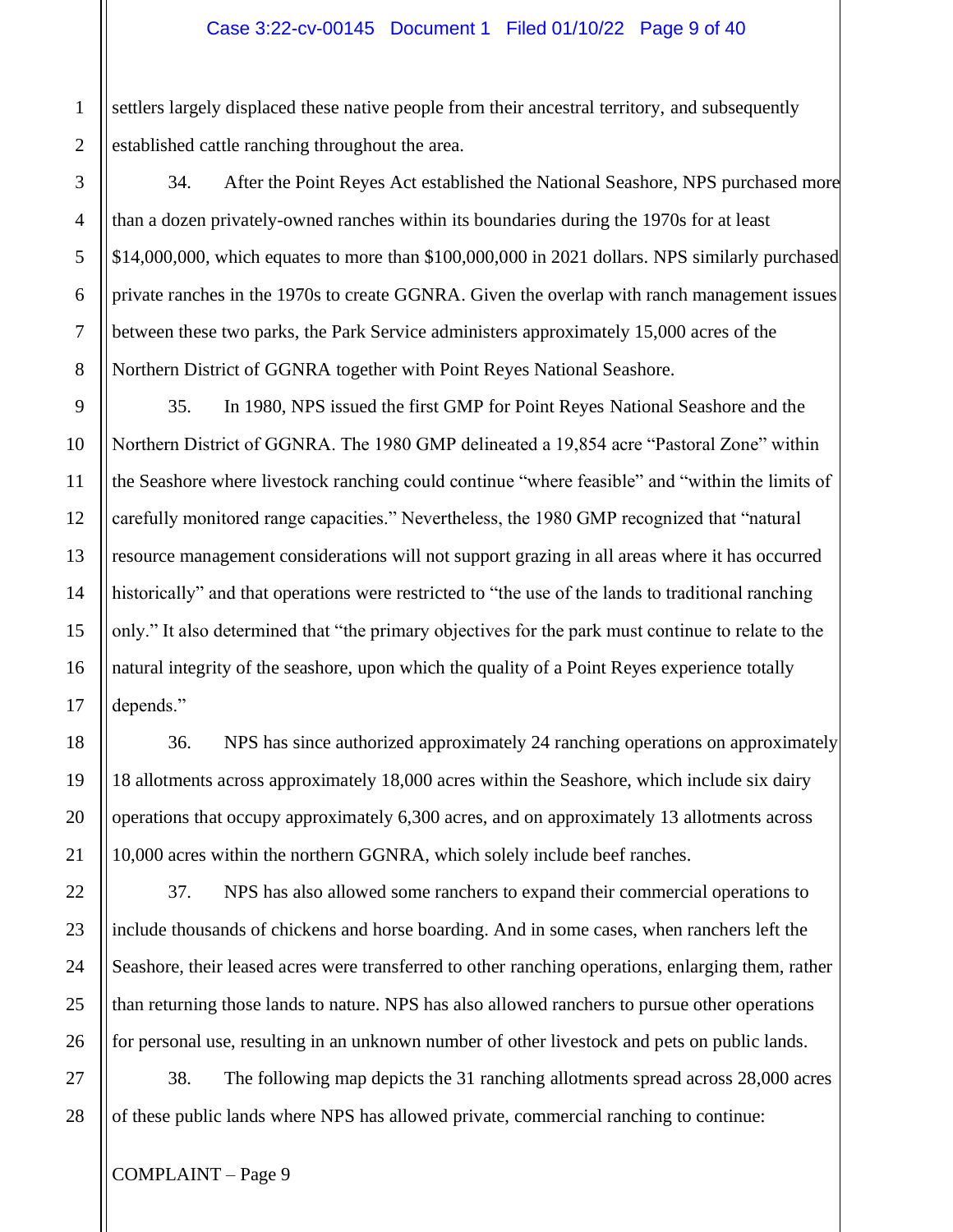settlers largely displaced these native people from their ancestral territory, and subsequently established cattle ranching throughout the area.

34. After the Point Reyes Act established the National Seashore, NPS purchased more than a dozen privately-owned ranches within its boundaries during the 1970s for at least $14,000,000, which equates to more than $100,000,000 in 2021 dollars. NPS similarly purchased private ranches in the 1970s to create GGNRA. Given the overlap with ranch management issues between these two parks, the Park Service administers approximately 15,000 acres of the Northern District of GGNRA together with Point Reyes National Seashore.

35. In 1980, NPS issued the first GMP for Point Reyes National Seashore and the Northern District of GGNRA. The 1980 GMP delineated a 19,854 acre "Pastoral Zone" within the Seashore where livestock ranching could continue "where feasible" and "within the limits of carefully monitored range capacities." Nevertheless, the 1980 GMP recognized that "natural resource management considerations will not support grazing in all areas where it has occurred historically" and that operations were restricted to "the use of the lands to traditional ranching only." It also determined that "the primary objectives for the park must continue to relate to the natural integrity of the seashore, upon which the quality of a Point Reyes experience totally depends."

36. NPS has since authorized approximately 24 ranching operations on approximately 18 allotments across approximately 18,000 acres within the Seashore, which include six dairy operations that occupy approximately 6,300 acres, and on approximately 13 allotments across 10,000 acres within the northern GGNRA, which solely include beef ranches.

37. NPS has also allowed some ranchers to expand their commercial operations to include thousands of chickens and horse boarding. And in some cases, when ranchers left the Seashore, their leased acres were transferred to other ranching operations, enlarging them, rather than returning those lands to nature. NPS has also allowed ranchers to pursue other operations for personal use, resulting in an unknown number of other livestock and pets on public lands.

38. The following map depicts the 31 ranching allotments spread across 28,000 acres of these public lands where NPS has allowed private, commercial ranching to continue: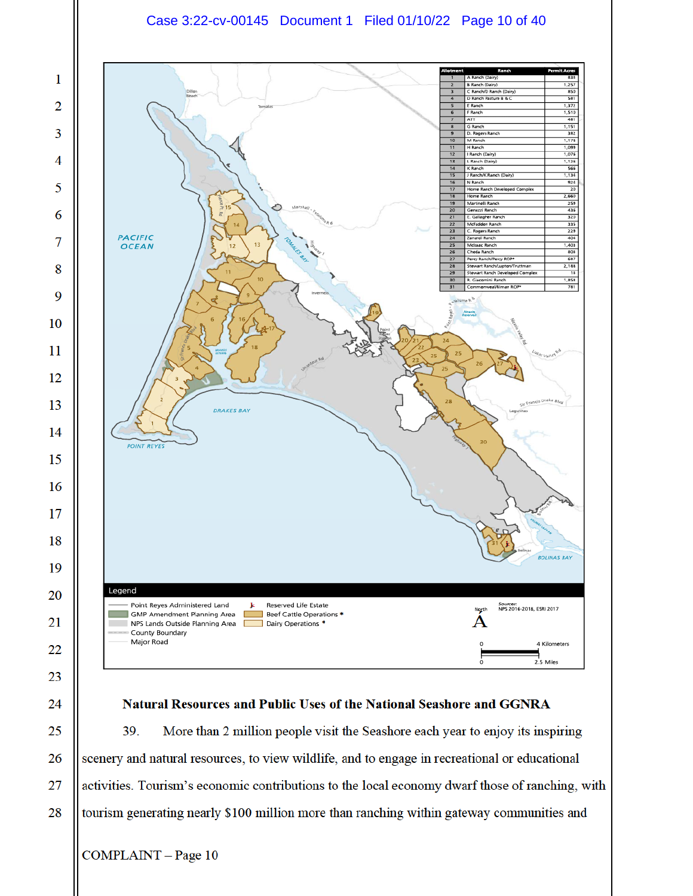| Allotment | Ranch | Permit Acres |
|---|---|---|
| 1 | A Ranch (Dairy) | 838 |
| 2 | B Ranch (Dairy) | 1,257 |
| 3 | C Ranch/D Ranch (Dairy) | 850 |
| 4 | D Ranch Pasture B & C | 581 |
| 5 | E Ranch | 1,372 |
| 6 | F Ranch | 1,510 |
| 7 | AT1 | 481 |
| 8 | G Ranch | 1,151 |
| 9 | D. Rogers Ranch | 382 |
| 10 | M Ranch | 1,178 |
| 11 | H Ranch | 1,099 |
| 12 | I Ranch (Dairy) | 1,076 |
| 13 | L Ranch (Dairy) | 1,126 |
| 14 | K Ranch | 566 |
| 15 | J Ranch/K Ranch (Dairy) | 1,134 |
| 16 | N Ranch | 924 |
| 17 | Home Ranch Developed Complex | 20 |
| 18 | Home Ranch | 2,660 |
| 19 | Marinelli Ranch | 259 |
| 20 | Genazzi Ranch | 436 |
| 21 | E. Gallagher Ranch | 320 |
| 22 | McFadden Ranch | 335 |
| 23 | C. Rogers Ranch | 229 |
| 24 | Zanardi Ranch | 404 |
| 25 | McIsaac Ranch | 1,403 |
| 26 | Cheda Ranch | 808 |
| 27 | Percy Ranch/Percy ROP* | 687 |
| 28 | Stewart Ranch/Lupton/Truttman | 2,188 |
| 29 | Stewart Ranch Developed Complex | 18 |
| 30 | R. Giacomini Ranch | 1,858 |
| 31 | Commonweal/Niman ROP* | 781 |

Legend

- Point Reyes Administered Land
- GMP Amendment Planning Area
- NPS Lands Outside Planning Area
- County Boundary
- Major Road
- Reserved Life Estate
- Beef Cattle Operations *
- Dairy Operations *

Sources: NPS 2016-2018, ESRI 2017

## Natural Resources and Public Uses of the National Seashore and GGNRA

39. More than 2 million people visit the Seashore each year to enjoy its inspiring scenery and natural resources, to view wildlife, and to engage in recreational or educational activities. Tourism's economic contributions to the local economy dwarf those of ranching, with tourism generating nearly $100 million more than ranching within gateway communities and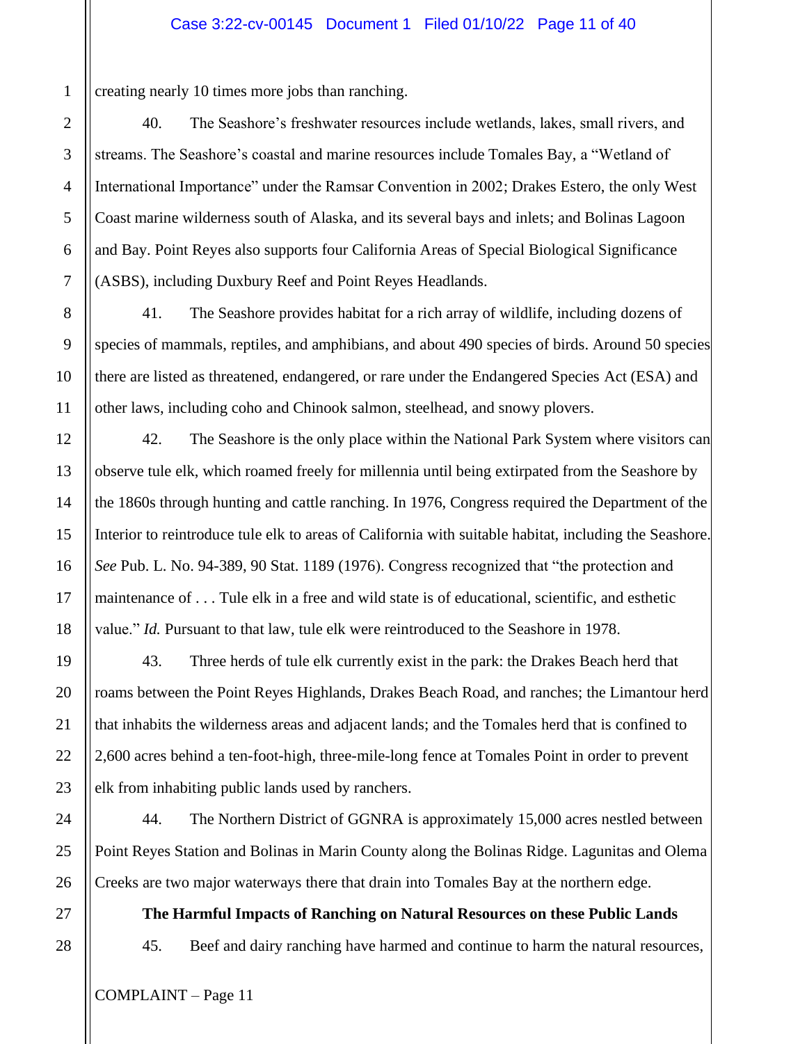creating nearly 10 times more jobs than ranching.

40. The Seashore's freshwater resources include wetlands, lakes, small rivers, and streams. The Seashore's coastal and marine resources include Tomales Bay, a "Wetland of International Importance" under the Ramsar Convention in 2002; Drakes Estero, the only West Coast marine wilderness south of Alaska, and its several bays and inlets; and Bolinas Lagoon and Bay. Point Reyes also supports four California Areas of Special Biological Significance (ASBS), including Duxbury Reef and Point Reyes Headlands.

41. The Seashore provides habitat for a rich array of wildlife, including dozens of species of mammals, reptiles, and amphibians, and about 490 species of birds. Around 50 species there are listed as threatened, endangered, or rare under the Endangered Species Act (ESA) and other laws, including coho and Chinook salmon, steelhead, and snowy plovers.

42. The Seashore is the only place within the National Park System where visitors can observe tule elk, which roamed freely for millennia until being extirpated from the Seashore by the 1860s through hunting and cattle ranching. In 1976, Congress required the Department of the Interior to reintroduce tule elk to areas of California with suitable habitat, including the Seashore. *See* Pub. L. No. 94-389, 90 Stat. 1189 (1976). Congress recognized that "the protection and maintenance of . . . Tule elk in a free and wild state is of educational, scientific, and esthetic value." *Id.* Pursuant to that law, tule elk were reintroduced to the Seashore in 1978.

43. Three herds of tule elk currently exist in the park: the Drakes Beach herd that roams between the Point Reyes Highlands, Drakes Beach Road, and ranches; the Limantour herd that inhabits the wilderness areas and adjacent lands; and the Tomales herd that is confined to 2,600 acres behind a ten-foot-high, three-mile-long fence at Tomales Point in order to prevent elk from inhabiting public lands used by ranchers.

44. The Northern District of GGNRA is approximately 15,000 acres nestled between Point Reyes Station and Bolinas in Marin County along the Bolinas Ridge. Lagunitas and Olema Creeks are two major waterways there that drain into Tomales Bay at the northern edge.

**The Harmful Impacts of Ranching on Natural Resources on these Public Lands**

45. Beef and dairy ranching have harmed and continue to harm the natural resources,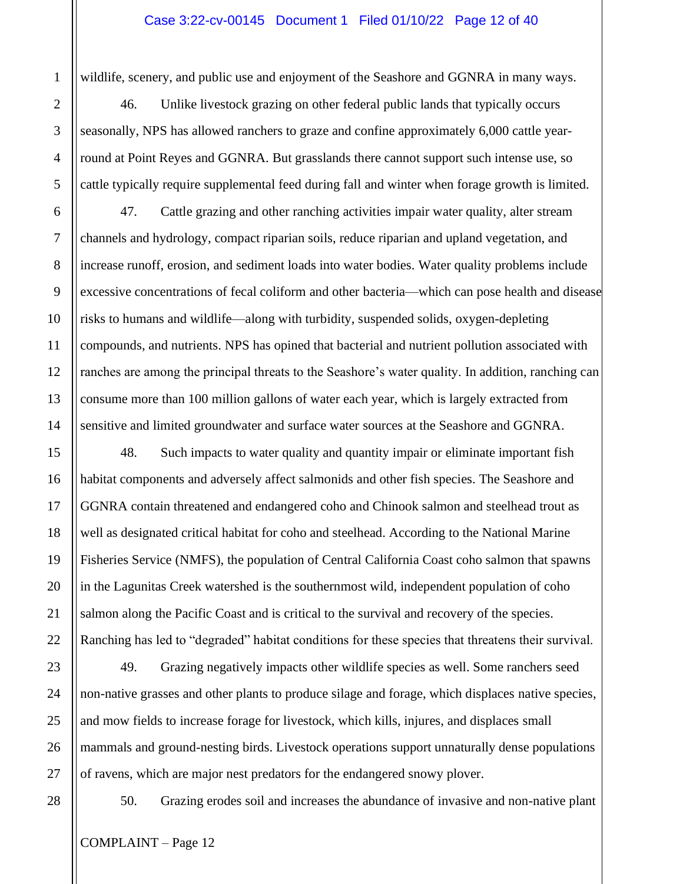wildlife, scenery, and public use and enjoyment of the Seashore and GGNRA in many ways.

46. Unlike livestock grazing on other federal public lands that typically occurs seasonally, NPS has allowed ranchers to graze and confine approximately 6,000 cattle year-round at Point Reyes and GGNRA. But grasslands there cannot support such intense use, so cattle typically require supplemental feed during fall and winter when forage growth is limited.

47. Cattle grazing and other ranching activities impair water quality, alter stream channels and hydrology, compact riparian soils, reduce riparian and upland vegetation, and increase runoff, erosion, and sediment loads into water bodies. Water quality problems include excessive concentrations of fecal coliform and other bacteria—which can pose health and disease risks to humans and wildlife—along with turbidity, suspended solids, oxygen-depleting compounds, and nutrients. NPS has opined that bacterial and nutrient pollution associated with ranches are among the principal threats to the Seashore's water quality. In addition, ranching can consume more than 100 million gallons of water each year, which is largely extracted from sensitive and limited groundwater and surface water sources at the Seashore and GGNRA.

48. Such impacts to water quality and quantity impair or eliminate important fish habitat components and adversely affect salmonids and other fish species. The Seashore and GGNRA contain threatened and endangered coho and Chinook salmon and steelhead trout as well as designated critical habitat for coho and steelhead. According to the National Marine Fisheries Service (NMFS), the population of Central California Coast coho salmon that spawns in the Lagunitas Creek watershed is the southernmost wild, independent population of coho salmon along the Pacific Coast and is critical to the survival and recovery of the species. Ranching has led to "degraded" habitat conditions for these species that threatens their survival.

49. Grazing negatively impacts other wildlife species as well. Some ranchers seed non-native grasses and other plants to produce silage and forage, which displaces native species, and mow fields to increase forage for livestock, which kills, injures, and displaces small mammals and ground-nesting birds. Livestock operations support unnaturally dense populations of ravens, which are major nest predators for the endangered snowy plover.

50. Grazing erodes soil and increases the abundance of invasive and non-native plant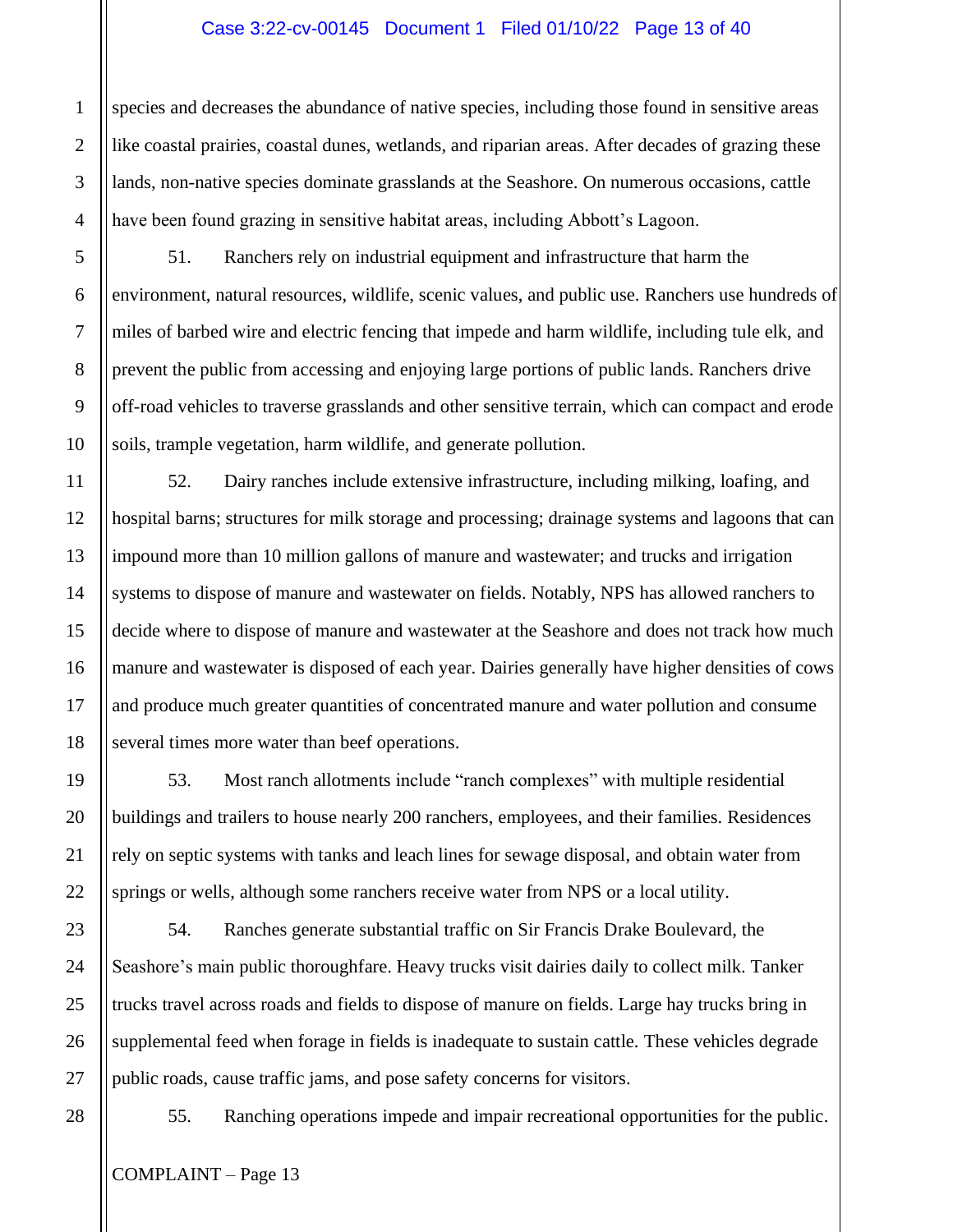species and decreases the abundance of native species, including those found in sensitive areas like coastal prairies, coastal dunes, wetlands, and riparian areas. After decades of grazing these lands, non-native species dominate grasslands at the Seashore. On numerous occasions, cattle have been found grazing in sensitive habitat areas, including Abbott's Lagoon.

51. Ranchers rely on industrial equipment and infrastructure that harm the environment, natural resources, wildlife, scenic values, and public use. Ranchers use hundreds of miles of barbed wire and electric fencing that impede and harm wildlife, including tule elk, and prevent the public from accessing and enjoying large portions of public lands. Ranchers drive off-road vehicles to traverse grasslands and other sensitive terrain, which can compact and erode soils, trample vegetation, harm wildlife, and generate pollution.

52. Dairy ranches include extensive infrastructure, including milking, loafing, and hospital barns; structures for milk storage and processing; drainage systems and lagoons that can impound more than 10 million gallons of manure and wastewater; and trucks and irrigation systems to dispose of manure and wastewater on fields. Notably, NPS has allowed ranchers to decide where to dispose of manure and wastewater at the Seashore and does not track how much manure and wastewater is disposed of each year. Dairies generally have higher densities of cows and produce much greater quantities of concentrated manure and water pollution and consume several times more water than beef operations.

53. Most ranch allotments include "ranch complexes" with multiple residential buildings and trailers to house nearly 200 ranchers, employees, and their families. Residences rely on septic systems with tanks and leach lines for sewage disposal, and obtain water from springs or wells, although some ranchers receive water from NPS or a local utility.

54. Ranches generate substantial traffic on Sir Francis Drake Boulevard, the Seashore's main public thoroughfare. Heavy trucks visit dairies daily to collect milk. Tanker trucks travel across roads and fields to dispose of manure on fields. Large hay trucks bring in supplemental feed when forage in fields is inadequate to sustain cattle. These vehicles degrade public roads, cause traffic jams, and pose safety concerns for visitors.

55. Ranching operations impede and impair recreational opportunities for the public.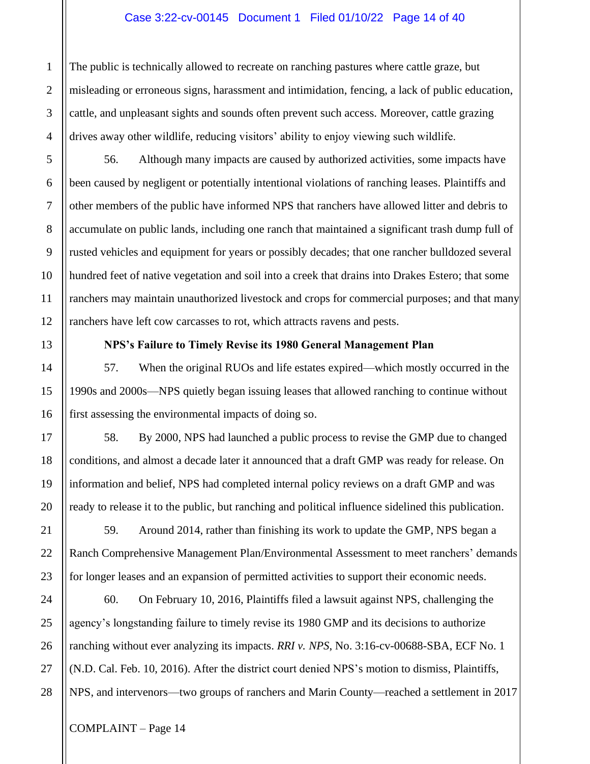The public is technically allowed to recreate on ranching pastures where cattle graze, but misleading or erroneous signs, harassment and intimidation, fencing, a lack of public education, cattle, and unpleasant sights and sounds often prevent such access. Moreover, cattle grazing drives away other wildlife, reducing visitors' ability to enjoy viewing such wildlife.

56. Although many impacts are caused by authorized activities, some impacts have been caused by negligent or potentially intentional violations of ranching leases. Plaintiffs and other members of the public have informed NPS that ranchers have allowed litter and debris to accumulate on public lands, including one ranch that maintained a significant trash dump full of rusted vehicles and equipment for years or possibly decades; that one rancher bulldozed several hundred feet of native vegetation and soil into a creek that drains into Drakes Estero; that some ranchers may maintain unauthorized livestock and crops for commercial purposes; and that many ranchers have left cow carcasses to rot, which attracts ravens and pests.

**NPS's Failure to Timely Revise its 1980 General Management Plan**

57. When the original RUOs and life estates expired—which mostly occurred in the 1990s and 2000s—NPS quietly began issuing leases that allowed ranching to continue without first assessing the environmental impacts of doing so.

58. By 2000, NPS had launched a public process to revise the GMP due to changed conditions, and almost a decade later it announced that a draft GMP was ready for release. On information and belief, NPS had completed internal policy reviews on a draft GMP and was ready to release it to the public, but ranching and political influence sidelined this publication.

59. Around 2014, rather than finishing its work to update the GMP, NPS began a Ranch Comprehensive Management Plan/Environmental Assessment to meet ranchers' demands for longer leases and an expansion of permitted activities to support their economic needs.

60. On February 10, 2016, Plaintiffs filed a lawsuit against NPS, challenging the agency's longstanding failure to timely revise its 1980 GMP and its decisions to authorize ranching without ever analyzing its impacts. *RRI v. NPS*, No. 3:16-cv-00688-SBA, ECF No. 1 (N.D. Cal. Feb. 10, 2016). After the district court denied NPS's motion to dismiss, Plaintiffs, NPS, and intervenors—two groups of ranchers and Marin County—reached a settlement in 2017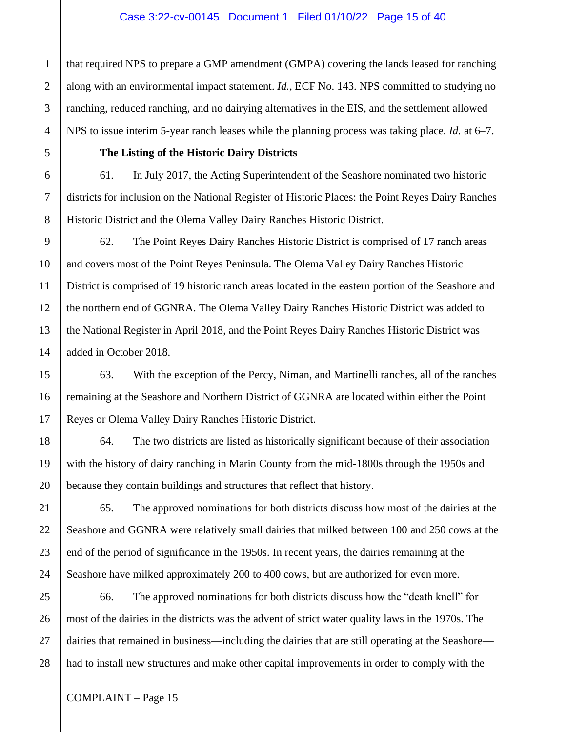that required NPS to prepare a GMP amendment (GMPA) covering the lands leased for ranching along with an environmental impact statement. *Id.*, ECF No. 143. NPS committed to studying no ranching, reduced ranching, and no dairying alternatives in the EIS, and the settlement allowed NPS to issue interim 5-year ranch leases while the planning process was taking place. *Id.* at 6–7.

**The Listing of the Historic Dairy Districts**

61. In July 2017, the Acting Superintendent of the Seashore nominated two historic districts for inclusion on the National Register of Historic Places: the Point Reyes Dairy Ranches Historic District and the Olema Valley Dairy Ranches Historic District.

62. The Point Reyes Dairy Ranches Historic District is comprised of 17 ranch areas and covers most of the Point Reyes Peninsula. The Olema Valley Dairy Ranches Historic District is comprised of 19 historic ranch areas located in the eastern portion of the Seashore and the northern end of GGNRA. The Olema Valley Dairy Ranches Historic District was added to the National Register in April 2018, and the Point Reyes Dairy Ranches Historic District was added in October 2018.

63. With the exception of the Percy, Niman, and Martinelli ranches, all of the ranches remaining at the Seashore and Northern District of GGNRA are located within either the Point Reyes or Olema Valley Dairy Ranches Historic District.

64. The two districts are listed as historically significant because of their association with the history of dairy ranching in Marin County from the mid-1800s through the 1950s and because they contain buildings and structures that reflect that history.

65. The approved nominations for both districts discuss how most of the dairies at the Seashore and GGNRA were relatively small dairies that milked between 100 and 250 cows at the end of the period of significance in the 1950s. In recent years, the dairies remaining at the Seashore have milked approximately 200 to 400 cows, but are authorized for even more.

66. The approved nominations for both districts discuss how the "death knell" for most of the dairies in the districts was the advent of strict water quality laws in the 1970s. The dairies that remained in business—including the dairies that are still operating at the Seashore—had to install new structures and make other capital improvements in order to comply with the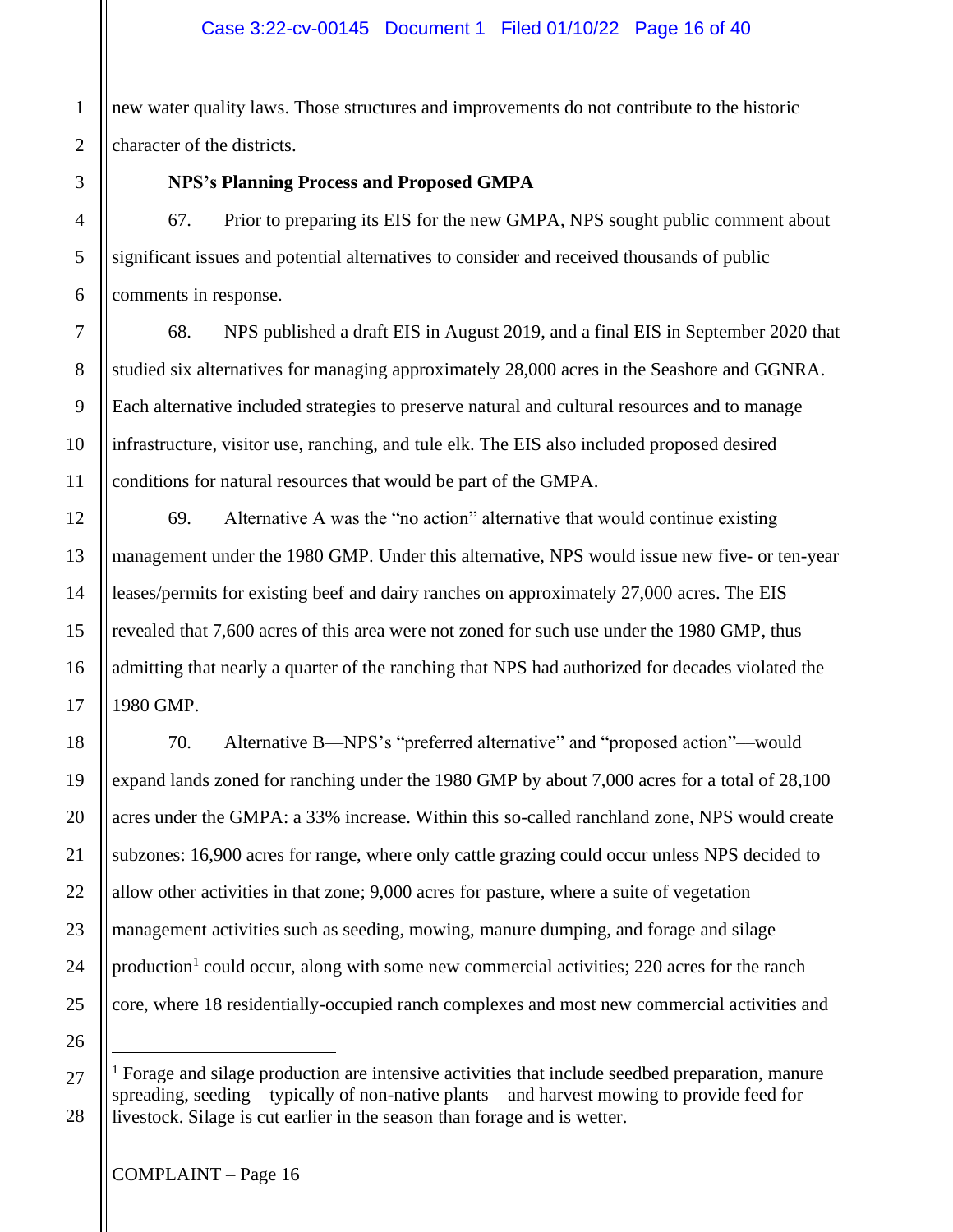new water quality laws. Those structures and improvements do not contribute to the historic character of the districts.

**NPS's Planning Process and Proposed GMPA**

67. Prior to preparing its EIS for the new GMPA, NPS sought public comment about significant issues and potential alternatives to consider and received thousands of public comments in response.

68. NPS published a draft EIS in August 2019, and a final EIS in September 2020 that studied six alternatives for managing approximately 28,000 acres in the Seashore and GGNRA. Each alternative included strategies to preserve natural and cultural resources and to manage infrastructure, visitor use, ranching, and tule elk. The EIS also included proposed desired conditions for natural resources that would be part of the GMPA.

69. Alternative A was the "no action" alternative that would continue existing management under the 1980 GMP. Under this alternative, NPS would issue new five- or ten-year leases/permits for existing beef and dairy ranches on approximately 27,000 acres. The EIS revealed that 7,600 acres of this area were not zoned for such use under the 1980 GMP, thus admitting that nearly a quarter of the ranching that NPS had authorized for decades violated the 1980 GMP.

70. Alternative B—NPS's "preferred alternative" and "proposed action"—would expand lands zoned for ranching under the 1980 GMP by about 7,000 acres for a total of 28,100 acres under the GMPA: a 33% increase. Within this so-called ranchland zone, NPS would create subzones: 16,900 acres for range, where only cattle grazing could occur unless NPS decided to allow other activities in that zone; 9,000 acres for pasture, where a suite of vegetation management activities such as seeding, mowing, manure dumping, and forage and silage production[1] could occur, along with some new commercial activities; 220 acres for the ranch core, where 18 residentially-occupied ranch complexes and most new commercial activities and

[1] Forage and silage production are intensive activities that include seedbed preparation, manure spreading, seeding—typically of non-native plants—and harvest mowing to provide feed for livestock. Silage is cut earlier in the season than forage and is wetter.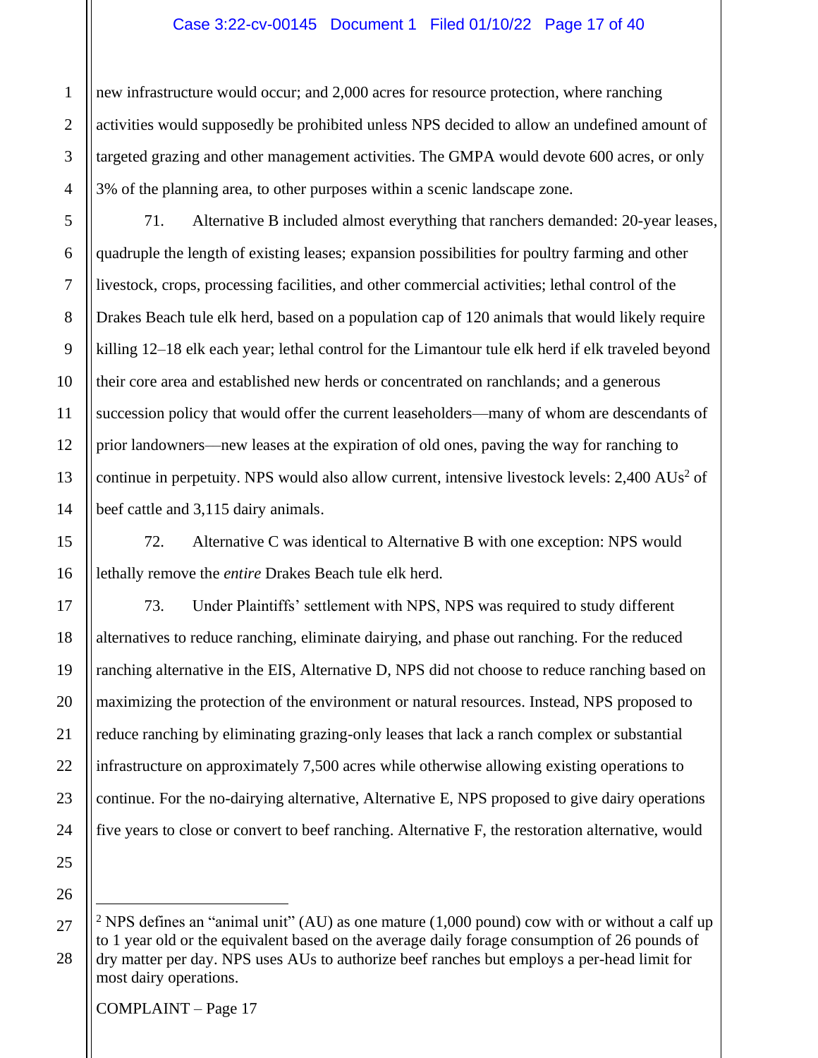new infrastructure would occur; and 2,000 acres for resource protection, where ranching activities would supposedly be prohibited unless NPS decided to allow an undefined amount of targeted grazing and other management activities. The GMPA would devote 600 acres, or only 3% of the planning area, to other purposes within a scenic landscape zone.

71. Alternative B included almost everything that ranchers demanded: 20-year leases, quadruple the length of existing leases; expansion possibilities for poultry farming and other livestock, crops, processing facilities, and other commercial activities; lethal control of the Drakes Beach tule elk herd, based on a population cap of 120 animals that would likely require killing 12–18 elk each year; lethal control for the Limantour tule elk herd if elk traveled beyond their core area and established new herds or concentrated on ranchlands; and a generous succession policy that would offer the current leaseholders—many of whom are descendants of prior landowners—new leases at the expiration of old ones, paving the way for ranching to continue in perpetuity. NPS would also allow current, intensive livestock levels: 2,400 AUs[2] of beef cattle and 3,115 dairy animals.

72. Alternative C was identical to Alternative B with one exception: NPS would lethally remove the *entire* Drakes Beach tule elk herd.

73. Under Plaintiffs' settlement with NPS, NPS was required to study different alternatives to reduce ranching, eliminate dairying, and phase out ranching. For the reduced ranching alternative in the EIS, Alternative D, NPS did not choose to reduce ranching based on maximizing the protection of the environment or natural resources. Instead, NPS proposed to reduce ranching by eliminating grazing-only leases that lack a ranch complex or substantial infrastructure on approximately 7,500 acres while otherwise allowing existing operations to continue. For the no-dairying alternative, Alternative E, NPS proposed to give dairy operations five years to close or convert to beef ranching. Alternative F, the restoration alternative, would

---

[2] NPS defines an "animal unit" (AU) as one mature (1,000 pound) cow with or without a calf up to 1 year old or the equivalent based on the average daily forage consumption of 26 pounds of dry matter per day. NPS uses AUs to authorize beef ranches but employs a per-head limit for most dairy operations.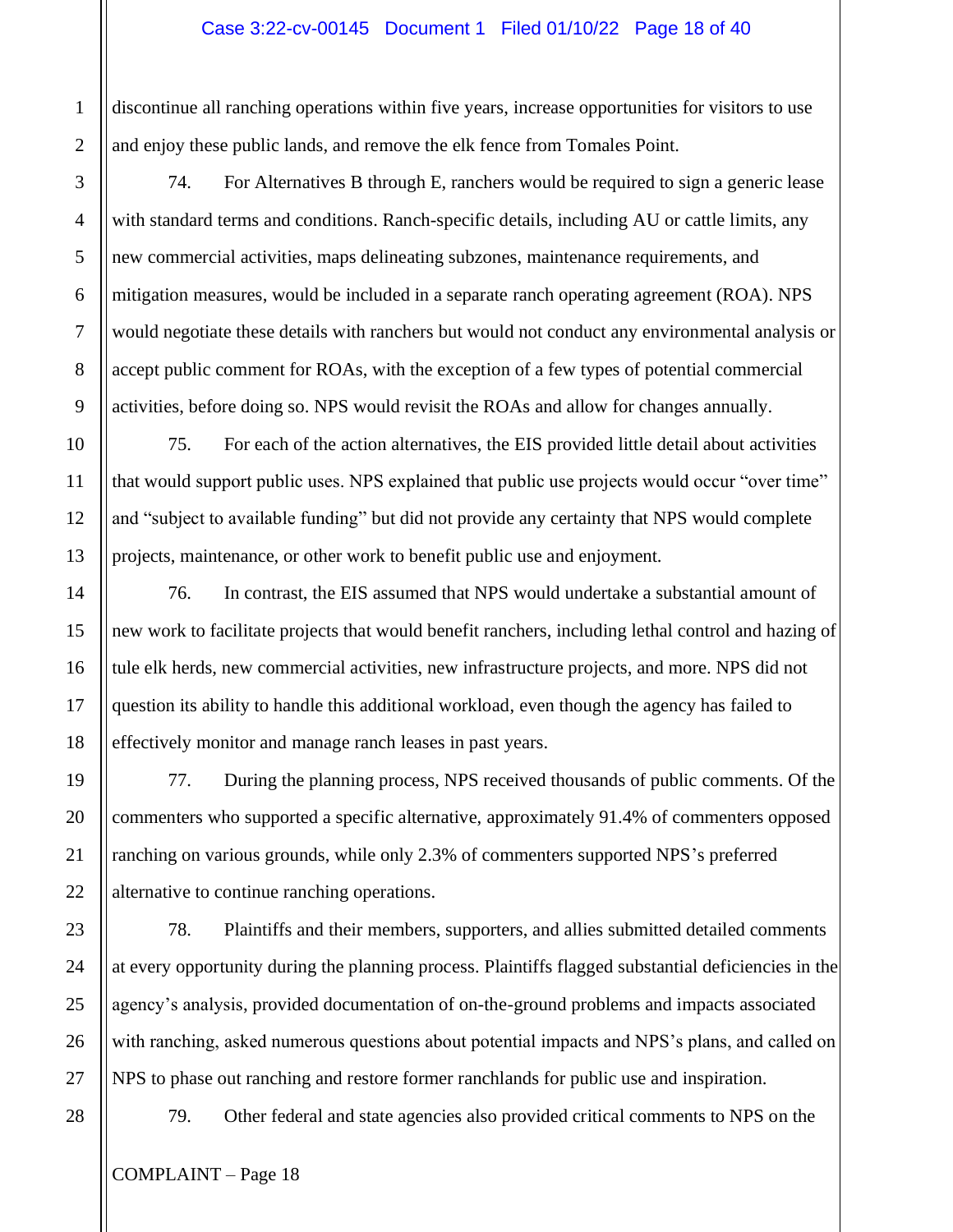discontinue all ranching operations within five years, increase opportunities for visitors to use and enjoy these public lands, and remove the elk fence from Tomales Point.

74. For Alternatives B through E, ranchers would be required to sign a generic lease with standard terms and conditions. Ranch-specific details, including AU or cattle limits, any new commercial activities, maps delineating subzones, maintenance requirements, and mitigation measures, would be included in a separate ranch operating agreement (ROA). NPS would negotiate these details with ranchers but would not conduct any environmental analysis or accept public comment for ROAs, with the exception of a few types of potential commercial activities, before doing so. NPS would revisit the ROAs and allow for changes annually.

75. For each of the action alternatives, the EIS provided little detail about activities that would support public uses. NPS explained that public use projects would occur "over time" and "subject to available funding" but did not provide any certainty that NPS would complete projects, maintenance, or other work to benefit public use and enjoyment.

76. In contrast, the EIS assumed that NPS would undertake a substantial amount of new work to facilitate projects that would benefit ranchers, including lethal control and hazing of tule elk herds, new commercial activities, new infrastructure projects, and more. NPS did not question its ability to handle this additional workload, even though the agency has failed to effectively monitor and manage ranch leases in past years.

77. During the planning process, NPS received thousands of public comments. Of the commenters who supported a specific alternative, approximately 91.4% of commenters opposed ranching on various grounds, while only 2.3% of commenters supported NPS's preferred alternative to continue ranching operations.

78. Plaintiffs and their members, supporters, and allies submitted detailed comments at every opportunity during the planning process. Plaintiffs flagged substantial deficiencies in the agency's analysis, provided documentation of on-the-ground problems and impacts associated with ranching, asked numerous questions about potential impacts and NPS's plans, and called on NPS to phase out ranching and restore former ranchlands for public use and inspiration.

79. Other federal and state agencies also provided critical comments to NPS on the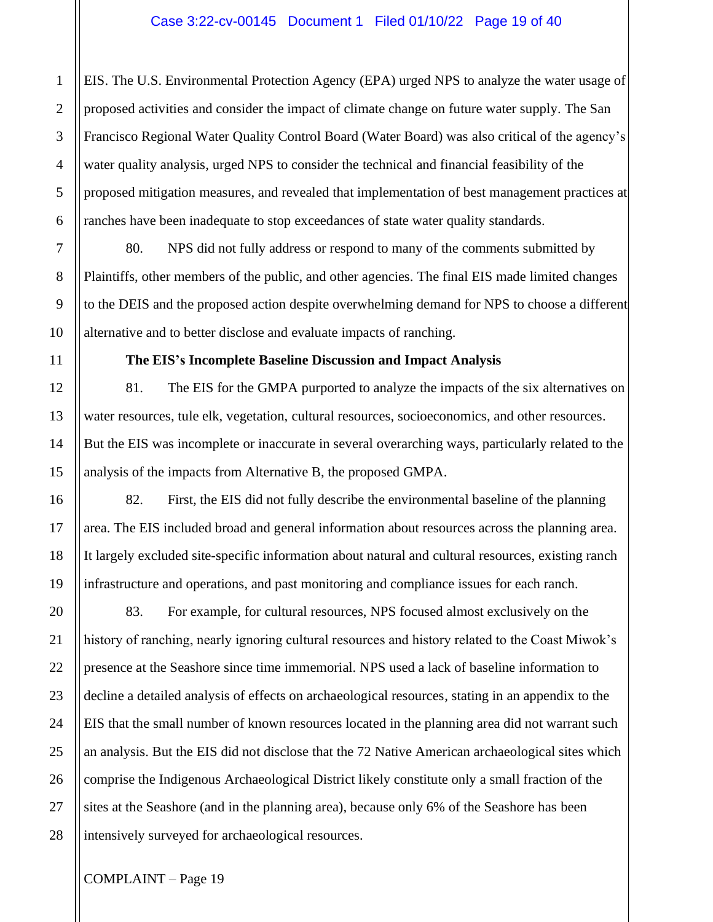EIS. The U.S. Environmental Protection Agency (EPA) urged NPS to analyze the water usage of proposed activities and consider the impact of climate change on future water supply. The San Francisco Regional Water Quality Control Board (Water Board) was also critical of the agency's water quality analysis, urged NPS to consider the technical and financial feasibility of the proposed mitigation measures, and revealed that implementation of best management practices at ranches have been inadequate to stop exceedances of state water quality standards.

80. NPS did not fully address or respond to many of the comments submitted by Plaintiffs, other members of the public, and other agencies. The final EIS made limited changes to the DEIS and the proposed action despite overwhelming demand for NPS to choose a different alternative and to better disclose and evaluate impacts of ranching.

**The EIS's Incomplete Baseline Discussion and Impact Analysis**

81. The EIS for the GMPA purported to analyze the impacts of the six alternatives on water resources, tule elk, vegetation, cultural resources, socioeconomics, and other resources. But the EIS was incomplete or inaccurate in several overarching ways, particularly related to the analysis of the impacts from Alternative B, the proposed GMPA.

82. First, the EIS did not fully describe the environmental baseline of the planning area. The EIS included broad and general information about resources across the planning area. It largely excluded site-specific information about natural and cultural resources, existing ranch infrastructure and operations, and past monitoring and compliance issues for each ranch.

83. For example, for cultural resources, NPS focused almost exclusively on the history of ranching, nearly ignoring cultural resources and history related to the Coast Miwok's presence at the Seashore since time immemorial. NPS used a lack of baseline information to decline a detailed analysis of effects on archaeological resources, stating in an appendix to the EIS that the small number of known resources located in the planning area did not warrant such an analysis. But the EIS did not disclose that the 72 Native American archaeological sites which comprise the Indigenous Archaeological District likely constitute only a small fraction of the sites at the Seashore (and in the planning area), because only 6% of the Seashore has been intensively surveyed for archaeological resources.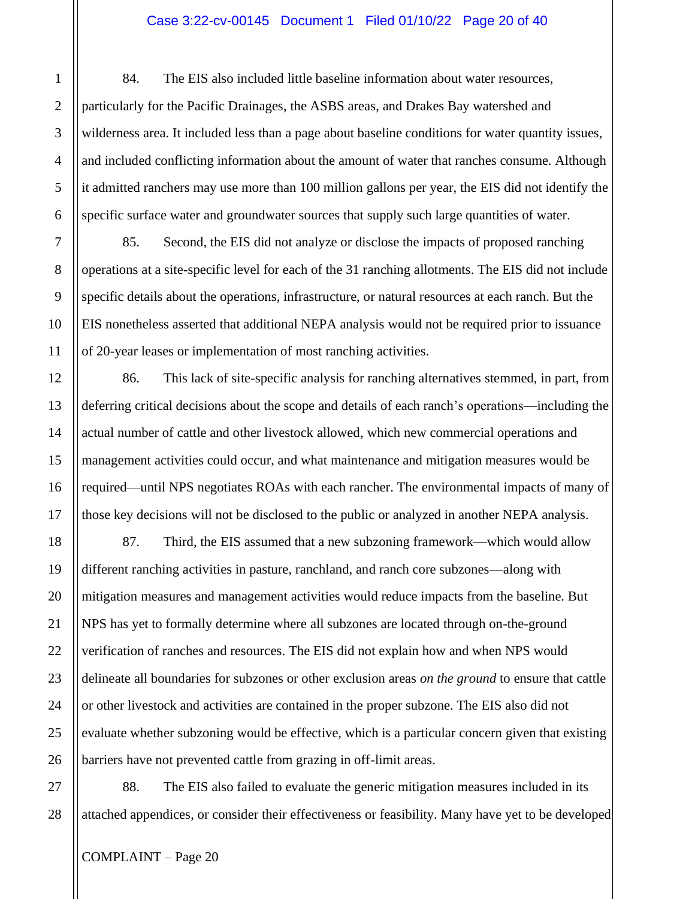84. The EIS also included little baseline information about water resources, particularly for the Pacific Drainages, the ASBS areas, and Drakes Bay watershed and wilderness area. It included less than a page about baseline conditions for water quantity issues, and included conflicting information about the amount of water that ranches consume. Although it admitted ranchers may use more than 100 million gallons per year, the EIS did not identify the specific surface water and groundwater sources that supply such large quantities of water.

85. Second, the EIS did not analyze or disclose the impacts of proposed ranching operations at a site-specific level for each of the 31 ranching allotments. The EIS did not include specific details about the operations, infrastructure, or natural resources at each ranch. But the EIS nonetheless asserted that additional NEPA analysis would not be required prior to issuance of 20-year leases or implementation of most ranching activities.

86. This lack of site-specific analysis for ranching alternatives stemmed, in part, from deferring critical decisions about the scope and details of each ranch's operations—including the actual number of cattle and other livestock allowed, which new commercial operations and management activities could occur, and what maintenance and mitigation measures would be required—until NPS negotiates ROAs with each rancher. The environmental impacts of many of those key decisions will not be disclosed to the public or analyzed in another NEPA analysis.

87. Third, the EIS assumed that a new subzoning framework—which would allow different ranching activities in pasture, ranchland, and ranch core subzones—along with mitigation measures and management activities would reduce impacts from the baseline. But NPS has yet to formally determine where all subzones are located through on-the-ground verification of ranches and resources. The EIS did not explain how and when NPS would delineate all boundaries for subzones or other exclusion areas *on the ground* to ensure that cattle or other livestock and activities are contained in the proper subzone. The EIS also did not evaluate whether subzoning would be effective, which is a particular concern given that existing barriers have not prevented cattle from grazing in off-limit areas.

88. The EIS also failed to evaluate the generic mitigation measures included in its attached appendices, or consider their effectiveness or feasibility. Many have yet to be developed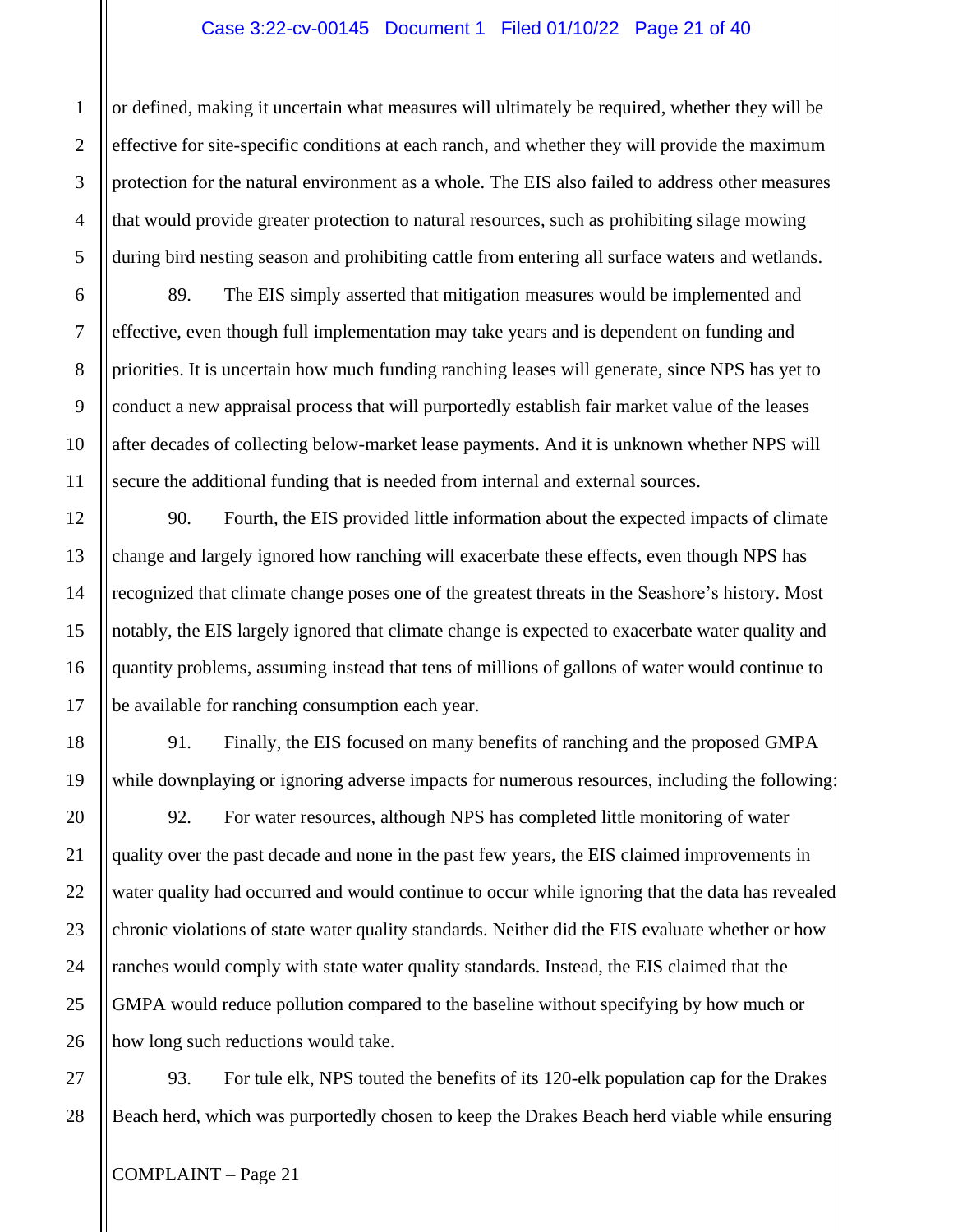or defined, making it uncertain what measures will ultimately be required, whether they will be effective for site-specific conditions at each ranch, and whether they will provide the maximum protection for the natural environment as a whole. The EIS also failed to address other measures that would provide greater protection to natural resources, such as prohibiting silage mowing during bird nesting season and prohibiting cattle from entering all surface waters and wetlands.

89. The EIS simply asserted that mitigation measures would be implemented and effective, even though full implementation may take years and is dependent on funding and priorities. It is uncertain how much funding ranching leases will generate, since NPS has yet to conduct a new appraisal process that will purportedly establish fair market value of the leases after decades of collecting below-market lease payments. And it is unknown whether NPS will secure the additional funding that is needed from internal and external sources.

90. Fourth, the EIS provided little information about the expected impacts of climate change and largely ignored how ranching will exacerbate these effects, even though NPS has recognized that climate change poses one of the greatest threats in the Seashore's history. Most notably, the EIS largely ignored that climate change is expected to exacerbate water quality and quantity problems, assuming instead that tens of millions of gallons of water would continue to be available for ranching consumption each year.

91. Finally, the EIS focused on many benefits of ranching and the proposed GMPA while downplaying or ignoring adverse impacts for numerous resources, including the following:

92. For water resources, although NPS has completed little monitoring of water quality over the past decade and none in the past few years, the EIS claimed improvements in water quality had occurred and would continue to occur while ignoring that the data has revealed chronic violations of state water quality standards. Neither did the EIS evaluate whether or how ranches would comply with state water quality standards. Instead, the EIS claimed that the GMPA would reduce pollution compared to the baseline without specifying by how much or how long such reductions would take.

93. For tule elk, NPS touted the benefits of its 120-elk population cap for the Drakes Beach herd, which was purportedly chosen to keep the Drakes Beach herd viable while ensuring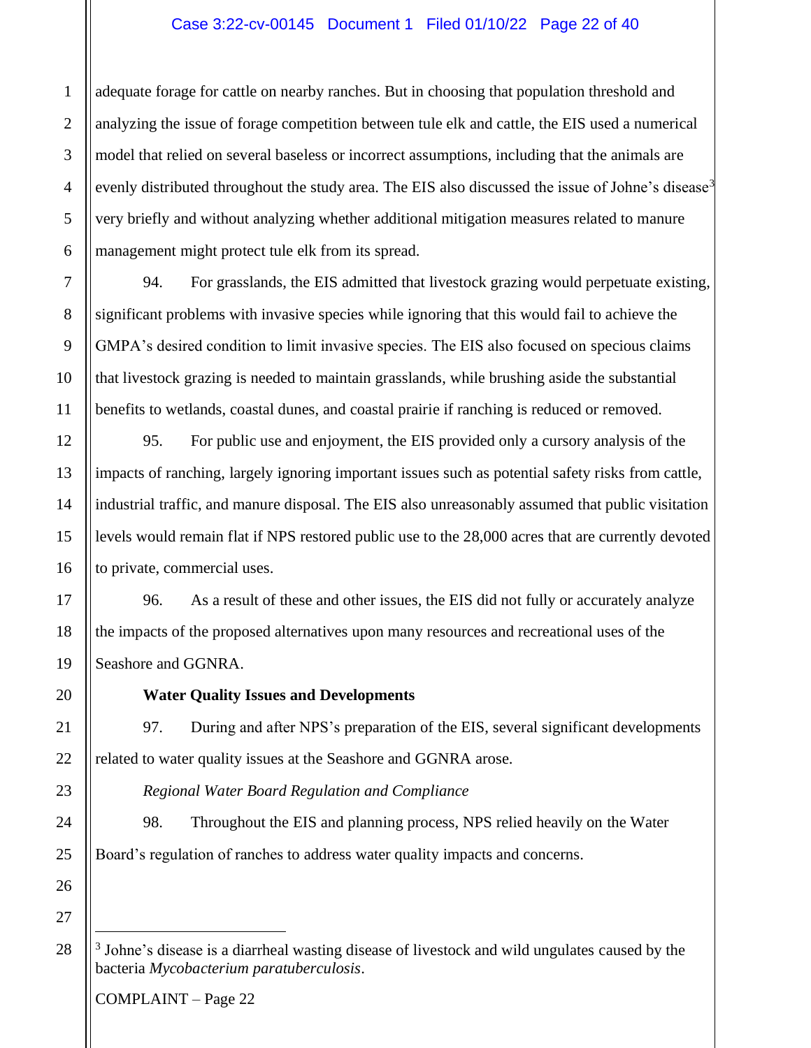adequate forage for cattle on nearby ranches. But in choosing that population threshold and analyzing the issue of forage competition between tule elk and cattle, the EIS used a numerical model that relied on several baseless or incorrect assumptions, including that the animals are evenly distributed throughout the study area. The EIS also discussed the issue of Johne's disease[3] very briefly and without analyzing whether additional mitigation measures related to manure management might protect tule elk from its spread.

94. For grasslands, the EIS admitted that livestock grazing would perpetuate existing, significant problems with invasive species while ignoring that this would fail to achieve the GMPA's desired condition to limit invasive species. The EIS also focused on specious claims that livestock grazing is needed to maintain grasslands, while brushing aside the substantial benefits to wetlands, coastal dunes, and coastal prairie if ranching is reduced or removed.

95. For public use and enjoyment, the EIS provided only a cursory analysis of the impacts of ranching, largely ignoring important issues such as potential safety risks from cattle, industrial traffic, and manure disposal. The EIS also unreasonably assumed that public visitation levels would remain flat if NPS restored public use to the 28,000 acres that are currently devoted to private, commercial uses.

96. As a result of these and other issues, the EIS did not fully or accurately analyze the impacts of the proposed alternatives upon many resources and recreational uses of the Seashore and GGNRA.

**Water Quality Issues and Developments**

97. During and after NPS's preparation of the EIS, several significant developments related to water quality issues at the Seashore and GGNRA arose.

*Regional Water Board Regulation and Compliance*

98. Throughout the EIS and planning process, NPS relied heavily on the Water Board's regulation of ranches to address water quality impacts and concerns.

---

[3] Johne's disease is a diarrheal wasting disease of livestock and wild ungulates caused by the bacteria *Mycobacterium paratuberculosis*.

COMPLAINT – Page 22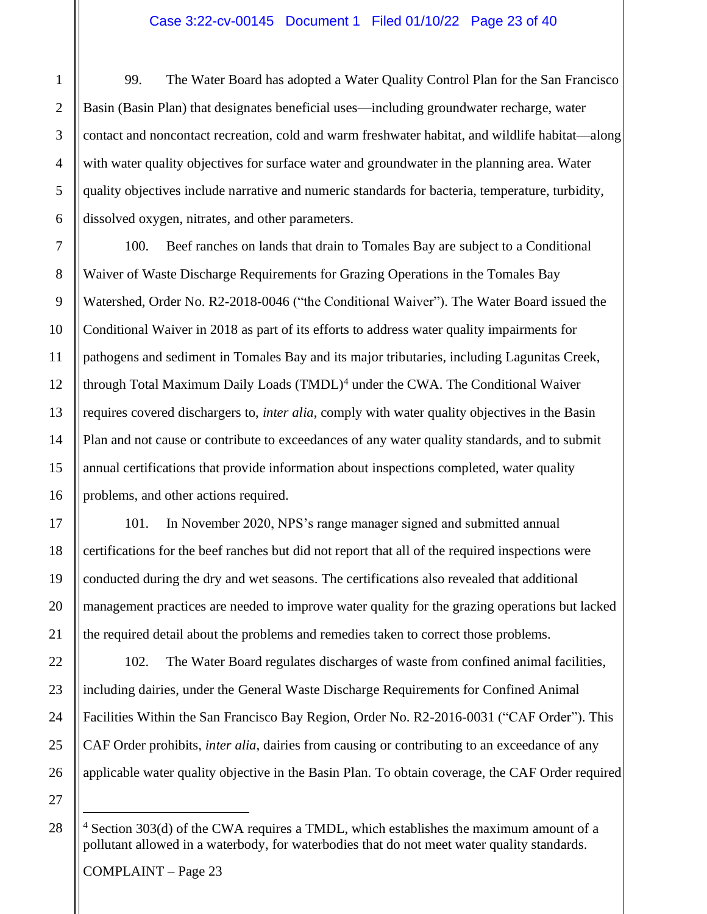99. The Water Board has adopted a Water Quality Control Plan for the San Francisco Basin (Basin Plan) that designates beneficial uses—including groundwater recharge, water contact and noncontact recreation, cold and warm freshwater habitat, and wildlife habitat—along with water quality objectives for surface water and groundwater in the planning area. Water quality objectives include narrative and numeric standards for bacteria, temperature, turbidity, dissolved oxygen, nitrates, and other parameters.

100. Beef ranches on lands that drain to Tomales Bay are subject to a Conditional Waiver of Waste Discharge Requirements for Grazing Operations in the Tomales Bay Watershed, Order No. R2-2018-0046 ("the Conditional Waiver"). The Water Board issued the Conditional Waiver in 2018 as part of its efforts to address water quality impairments for pathogens and sediment in Tomales Bay and its major tributaries, including Lagunitas Creek, through Total Maximum Daily Loads (TMDL)[4] under the CWA. The Conditional Waiver requires covered dischargers to, *inter alia*, comply with water quality objectives in the Basin Plan and not cause or contribute to exceedances of any water quality standards, and to submit annual certifications that provide information about inspections completed, water quality problems, and other actions required.

101. In November 2020, NPS's range manager signed and submitted annual certifications for the beef ranches but did not report that all of the required inspections were conducted during the dry and wet seasons. The certifications also revealed that additional management practices are needed to improve water quality for the grazing operations but lacked the required detail about the problems and remedies taken to correct those problems.

102. The Water Board regulates discharges of waste from confined animal facilities, including dairies, under the General Waste Discharge Requirements for Confined Animal Facilities Within the San Francisco Bay Region, Order No. R2-2016-0031 ("CAF Order"). This CAF Order prohibits, *inter alia*, dairies from causing or contributing to an exceedance of any applicable water quality objective in the Basin Plan. To obtain coverage, the CAF Order required

[4] Section 303(d) of the CWA requires a TMDL, which establishes the maximum amount of a pollutant allowed in a waterbody, for waterbodies that do not meet water quality standards.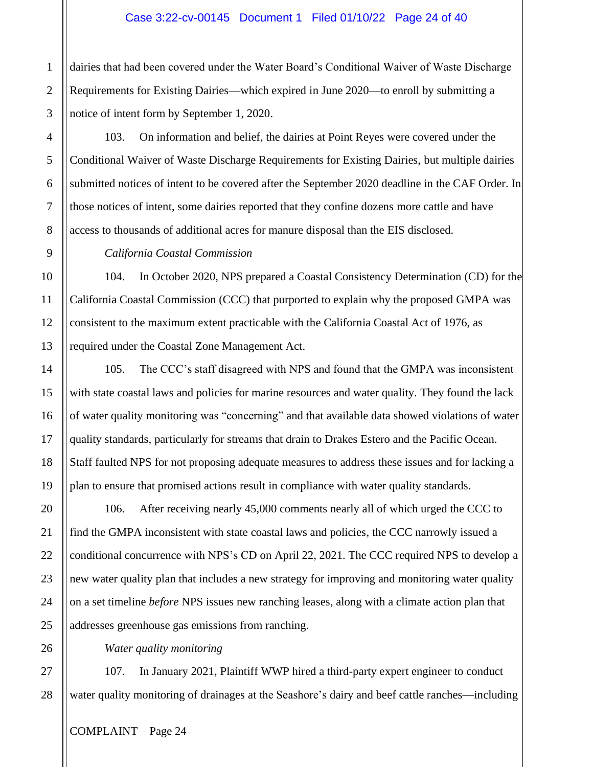dairies that had been covered under the Water Board's Conditional Waiver of Waste Discharge Requirements for Existing Dairies—which expired in June 2020—to enroll by submitting a notice of intent form by September 1, 2020.

103. On information and belief, the dairies at Point Reyes were covered under the Conditional Waiver of Waste Discharge Requirements for Existing Dairies, but multiple dairies submitted notices of intent to be covered after the September 2020 deadline in the CAF Order. In those notices of intent, some dairies reported that they confine dozens more cattle and have access to thousands of additional acres for manure disposal than the EIS disclosed.

*California Coastal Commission*

104. In October 2020, NPS prepared a Coastal Consistency Determination (CD) for the California Coastal Commission (CCC) that purported to explain why the proposed GMPA was consistent to the maximum extent practicable with the California Coastal Act of 1976, as required under the Coastal Zone Management Act.

105. The CCC's staff disagreed with NPS and found that the GMPA was inconsistent with state coastal laws and policies for marine resources and water quality. They found the lack of water quality monitoring was "concerning" and that available data showed violations of water quality standards, particularly for streams that drain to Drakes Estero and the Pacific Ocean. Staff faulted NPS for not proposing adequate measures to address these issues and for lacking a plan to ensure that promised actions result in compliance with water quality standards.

106. After receiving nearly 45,000 comments nearly all of which urged the CCC to find the GMPA inconsistent with state coastal laws and policies, the CCC narrowly issued a conditional concurrence with NPS's CD on April 22, 2021. The CCC required NPS to develop a new water quality plan that includes a new strategy for improving and monitoring water quality on a set timeline *before* NPS issues new ranching leases, along with a climate action plan that addresses greenhouse gas emissions from ranching.

*Water quality monitoring*

107. In January 2021, Plaintiff WWP hired a third-party expert engineer to conduct water quality monitoring of drainages at the Seashore's dairy and beef cattle ranches—including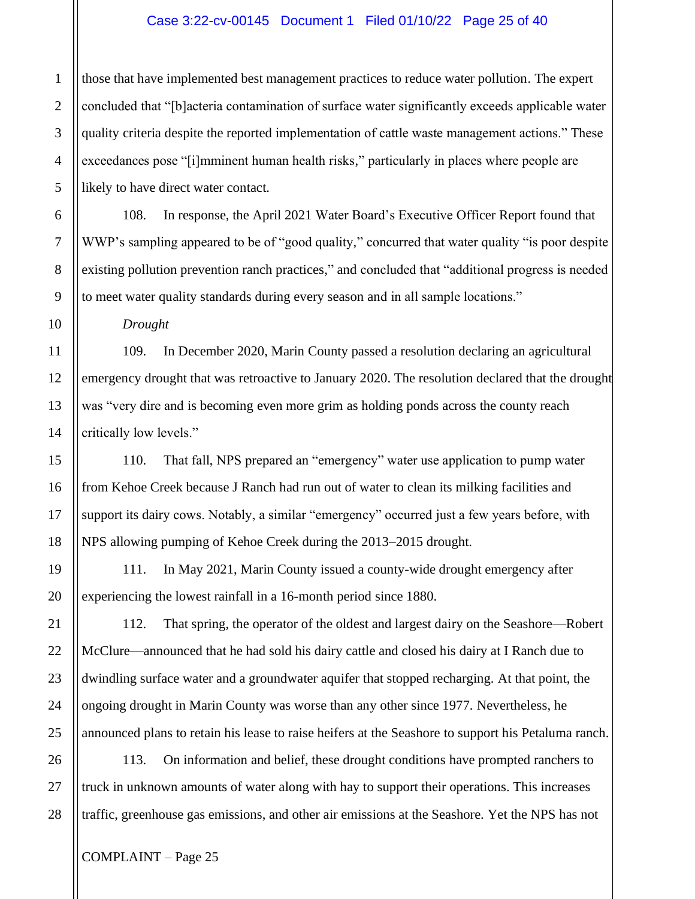those that have implemented best management practices to reduce water pollution. The expert concluded that "[b]acteria contamination of surface water significantly exceeds applicable water quality criteria despite the reported implementation of cattle waste management actions." These exceedances pose "[i]mminent human health risks," particularly in places where people are likely to have direct water contact.

108. In response, the April 2021 Water Board's Executive Officer Report found that WWP's sampling appeared to be of "good quality," concurred that water quality "is poor despite existing pollution prevention ranch practices," and concluded that "additional progress is needed to meet water quality standards during every season and in all sample locations."

*Drought*

109. In December 2020, Marin County passed a resolution declaring an agricultural emergency drought that was retroactive to January 2020. The resolution declared that the drought was "very dire and is becoming even more grim as holding ponds across the county reach critically low levels."

110. That fall, NPS prepared an "emergency" water use application to pump water from Kehoe Creek because J Ranch had run out of water to clean its milking facilities and support its dairy cows. Notably, a similar "emergency" occurred just a few years before, with NPS allowing pumping of Kehoe Creek during the 2013–2015 drought.

111. In May 2021, Marin County issued a county-wide drought emergency after experiencing the lowest rainfall in a 16-month period since 1880.

112. That spring, the operator of the oldest and largest dairy on the Seashore—Robert McClure—announced that he had sold his dairy cattle and closed his dairy at I Ranch due to dwindling surface water and a groundwater aquifer that stopped recharging. At that point, the ongoing drought in Marin County was worse than any other since 1977. Nevertheless, he announced plans to retain his lease to raise heifers at the Seashore to support his Petaluma ranch.

113. On information and belief, these drought conditions have prompted ranchers to truck in unknown amounts of water along with hay to support their operations. This increases traffic, greenhouse gas emissions, and other air emissions at the Seashore. Yet the NPS has not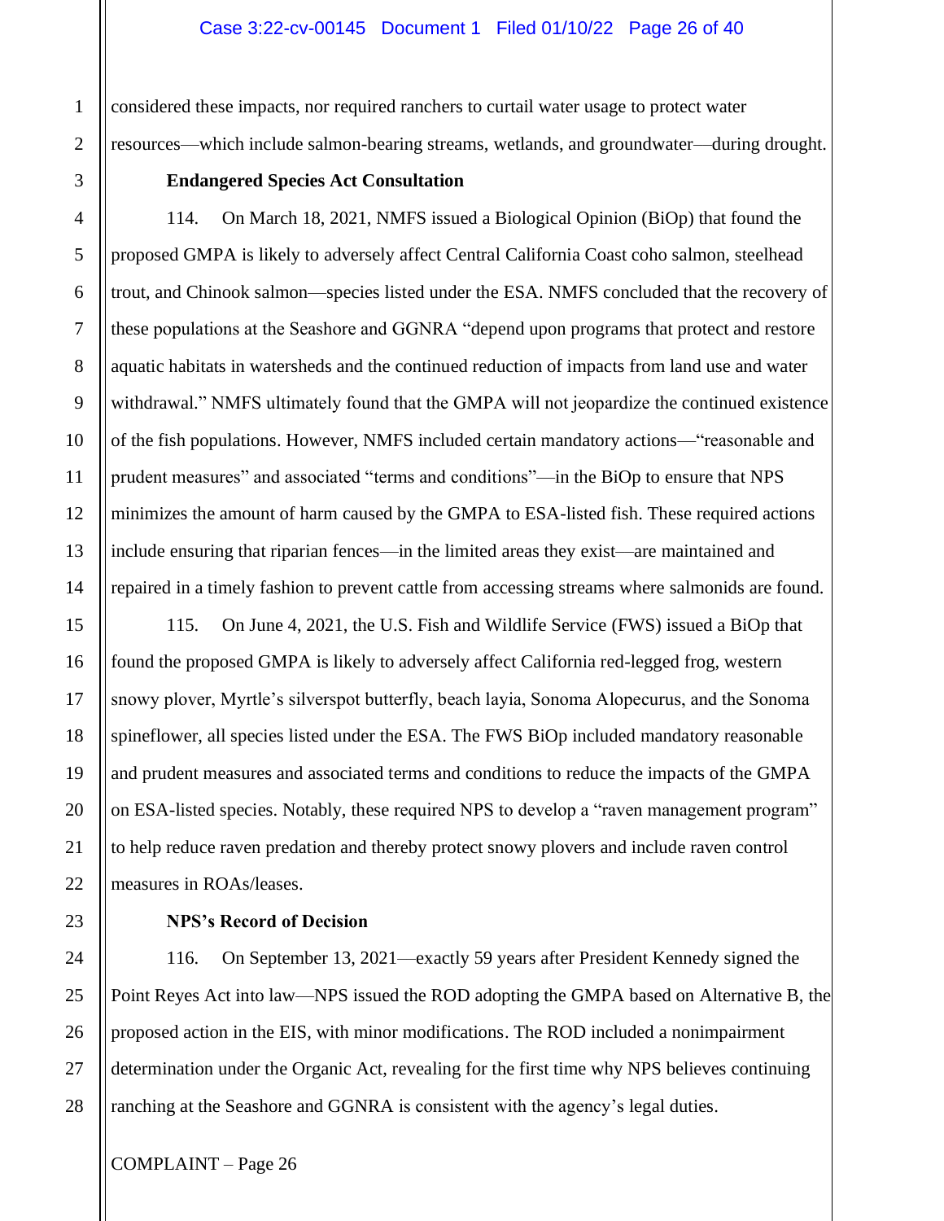considered these impacts, nor required ranchers to curtail water usage to protect water resources—which include salmon-bearing streams, wetlands, and groundwater—during drought.

**Endangered Species Act Consultation**

114. On March 18, 2021, NMFS issued a Biological Opinion (BiOp) that found the proposed GMPA is likely to adversely affect Central California Coast coho salmon, steelhead trout, and Chinook salmon—species listed under the ESA. NMFS concluded that the recovery of these populations at the Seashore and GGNRA "depend upon programs that protect and restore aquatic habitats in watersheds and the continued reduction of impacts from land use and water withdrawal." NMFS ultimately found that the GMPA will not jeopardize the continued existence of the fish populations. However, NMFS included certain mandatory actions—"reasonable and prudent measures" and associated "terms and conditions"—in the BiOp to ensure that NPS minimizes the amount of harm caused by the GMPA to ESA-listed fish. These required actions include ensuring that riparian fences—in the limited areas they exist—are maintained and repaired in a timely fashion to prevent cattle from accessing streams where salmonids are found.

115. On June 4, 2021, the U.S. Fish and Wildlife Service (FWS) issued a BiOp that found the proposed GMPA is likely to adversely affect California red-legged frog, western snowy plover, Myrtle's silverspot butterfly, beach layia, Sonoma Alopecurus, and the Sonoma spineflower, all species listed under the ESA. The FWS BiOp included mandatory reasonable and prudent measures and associated terms and conditions to reduce the impacts of the GMPA on ESA-listed species. Notably, these required NPS to develop a "raven management program" to help reduce raven predation and thereby protect snowy plovers and include raven control measures in ROAs/leases.

**NPS's Record of Decision**

116. On September 13, 2021—exactly 59 years after President Kennedy signed the Point Reyes Act into law—NPS issued the ROD adopting the GMPA based on Alternative B, the proposed action in the EIS, with minor modifications. The ROD included a nonimpairment determination under the Organic Act, revealing for the first time why NPS believes continuing ranching at the Seashore and GGNRA is consistent with the agency's legal duties.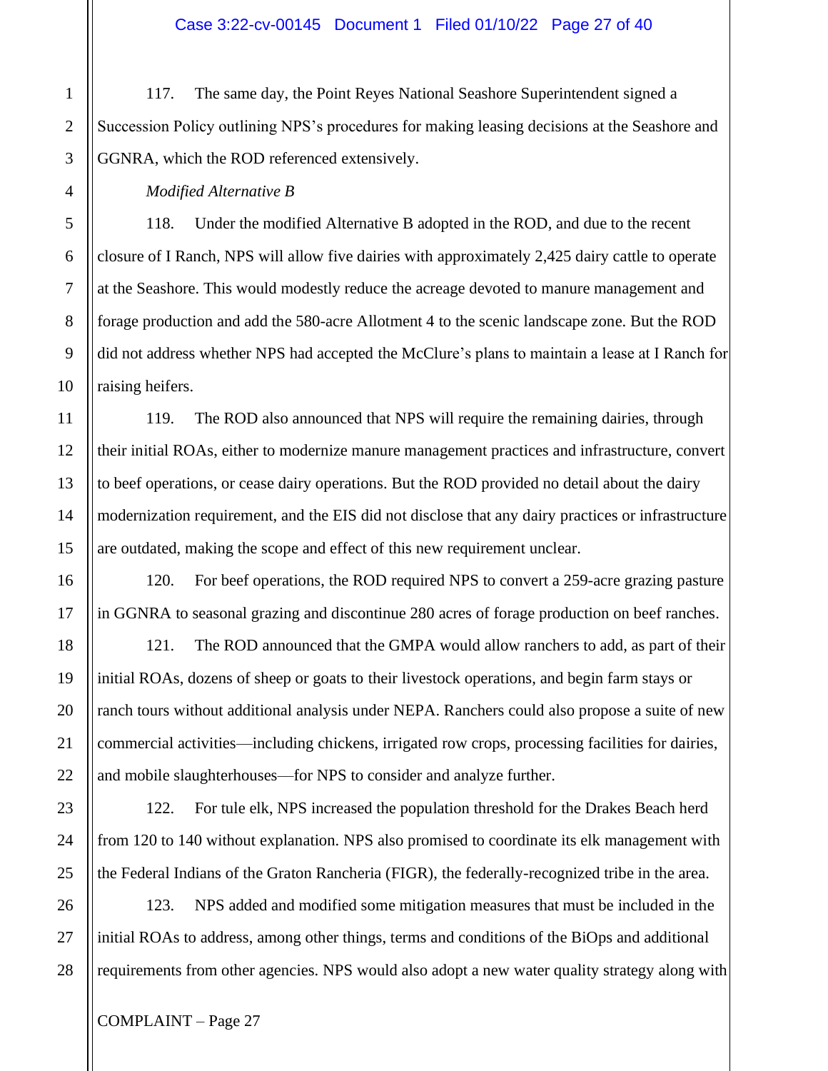117. The same day, the Point Reyes National Seashore Superintendent signed a Succession Policy outlining NPS's procedures for making leasing decisions at the Seashore and GGNRA, which the ROD referenced extensively.

*Modified Alternative B*

118. Under the modified Alternative B adopted in the ROD, and due to the recent closure of I Ranch, NPS will allow five dairies with approximately 2,425 dairy cattle to operate at the Seashore. This would modestly reduce the acreage devoted to manure management and forage production and add the 580-acre Allotment 4 to the scenic landscape zone. But the ROD did not address whether NPS had accepted the McClure's plans to maintain a lease at I Ranch for raising heifers.

119. The ROD also announced that NPS will require the remaining dairies, through their initial ROAs, either to modernize manure management practices and infrastructure, convert to beef operations, or cease dairy operations. But the ROD provided no detail about the dairy modernization requirement, and the EIS did not disclose that any dairy practices or infrastructure are outdated, making the scope and effect of this new requirement unclear.

120. For beef operations, the ROD required NPS to convert a 259-acre grazing pasture in GGNRA to seasonal grazing and discontinue 280 acres of forage production on beef ranches.

121. The ROD announced that the GMPA would allow ranchers to add, as part of their initial ROAs, dozens of sheep or goats to their livestock operations, and begin farm stays or ranch tours without additional analysis under NEPA. Ranchers could also propose a suite of new commercial activities—including chickens, irrigated row crops, processing facilities for dairies, and mobile slaughterhouses—for NPS to consider and analyze further.

122. For tule elk, NPS increased the population threshold for the Drakes Beach herd from 120 to 140 without explanation. NPS also promised to coordinate its elk management with the Federal Indians of the Graton Rancheria (FIGR), the federally-recognized tribe in the area.

123. NPS added and modified some mitigation measures that must be included in the initial ROAs to address, among other things, terms and conditions of the BiOps and additional requirements from other agencies. NPS would also adopt a new water quality strategy along with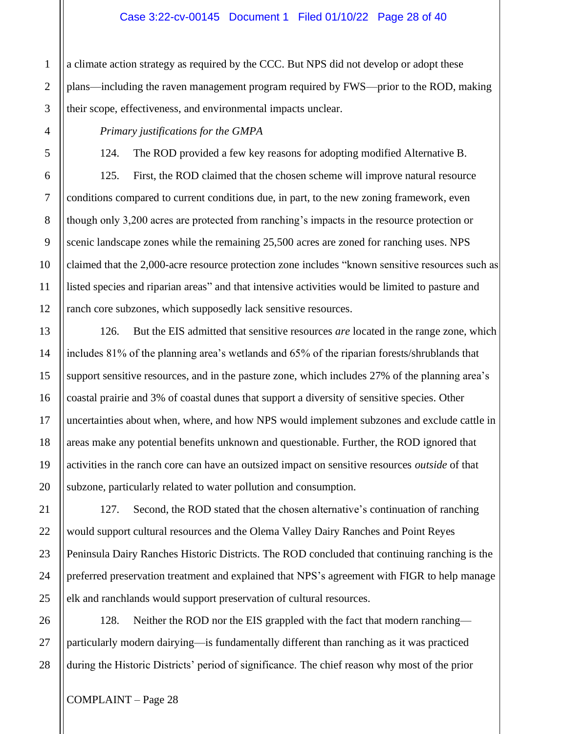a climate action strategy as required by the CCC. But NPS did not develop or adopt these plans—including the raven management program required by FWS—prior to the ROD, making their scope, effectiveness, and environmental impacts unclear.

*Primary justifications for the GMPA*

124. The ROD provided a few key reasons for adopting modified Alternative B.

125. First, the ROD claimed that the chosen scheme will improve natural resource conditions compared to current conditions due, in part, to the new zoning framework, even though only 3,200 acres are protected from ranching's impacts in the resource protection or scenic landscape zones while the remaining 25,500 acres are zoned for ranching uses. NPS claimed that the 2,000-acre resource protection zone includes "known sensitive resources such as listed species and riparian areas" and that intensive activities would be limited to pasture and ranch core subzones, which supposedly lack sensitive resources.

126. But the EIS admitted that sensitive resources *are* located in the range zone, which includes 81% of the planning area's wetlands and 65% of the riparian forests/shrublands that support sensitive resources, and in the pasture zone, which includes 27% of the planning area's coastal prairie and 3% of coastal dunes that support a diversity of sensitive species. Other uncertainties about when, where, and how NPS would implement subzones and exclude cattle in areas make any potential benefits unknown and questionable. Further, the ROD ignored that activities in the ranch core can have an outsized impact on sensitive resources *outside* of that subzone, particularly related to water pollution and consumption.

127. Second, the ROD stated that the chosen alternative's continuation of ranching would support cultural resources and the Olema Valley Dairy Ranches and Point Reyes Peninsula Dairy Ranches Historic Districts. The ROD concluded that continuing ranching is the preferred preservation treatment and explained that NPS's agreement with FIGR to help manage elk and ranchlands would support preservation of cultural resources.

128. Neither the ROD nor the EIS grappled with the fact that modern ranching—particularly modern dairying—is fundamentally different than ranching as it was practiced during the Historic Districts' period of significance. The chief reason why most of the prior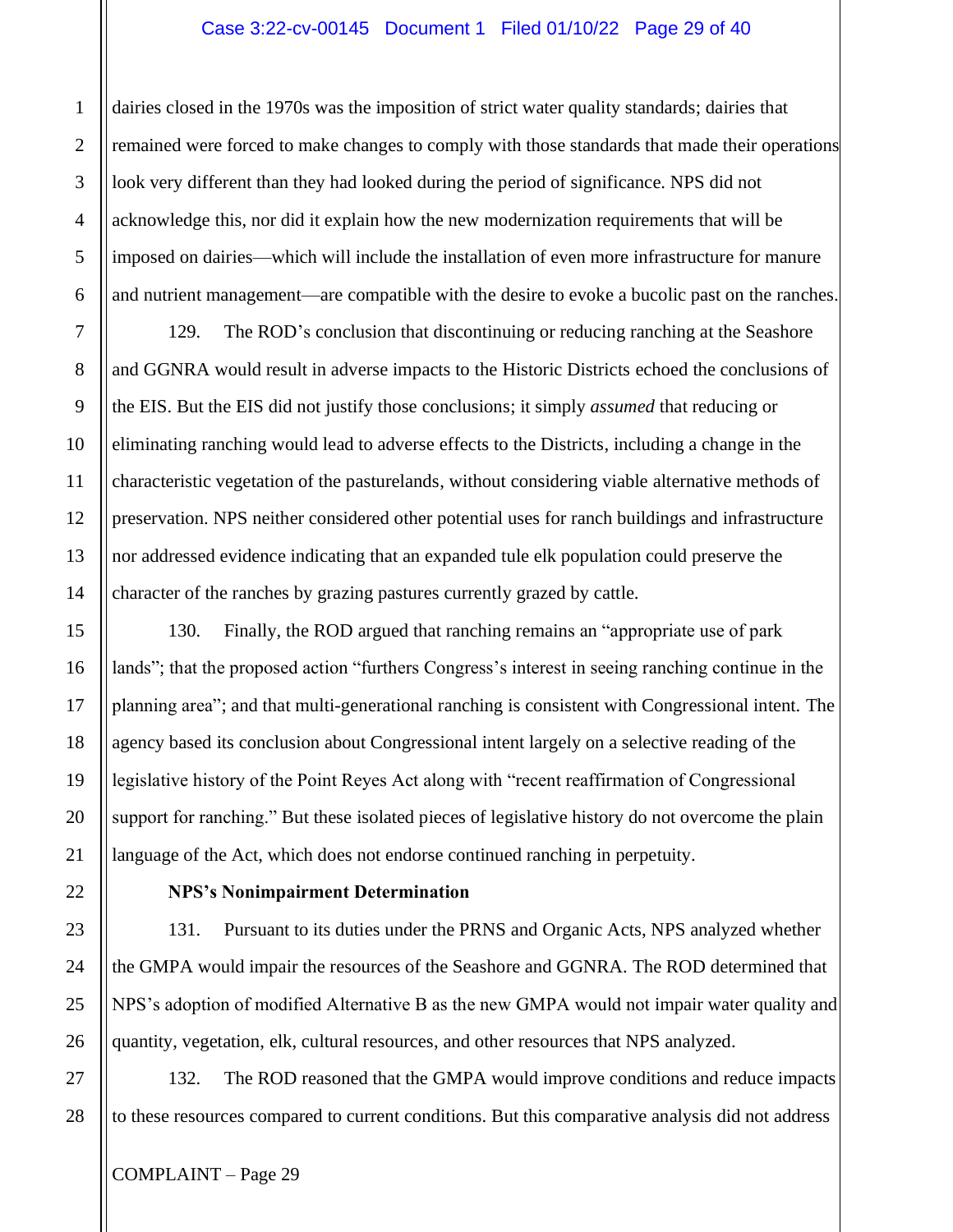dairies closed in the 1970s was the imposition of strict water quality standards; dairies that remained were forced to make changes to comply with those standards that made their operations look very different than they had looked during the period of significance. NPS did not acknowledge this, nor did it explain how the new modernization requirements that will be imposed on dairies—which will include the installation of even more infrastructure for manure and nutrient management—are compatible with the desire to evoke a bucolic past on the ranches.

129. The ROD's conclusion that discontinuing or reducing ranching at the Seashore and GGNRA would result in adverse impacts to the Historic Districts echoed the conclusions of the EIS. But the EIS did not justify those conclusions; it simply *assumed* that reducing or eliminating ranching would lead to adverse effects to the Districts, including a change in the characteristic vegetation of the pasturelands, without considering viable alternative methods of preservation. NPS neither considered other potential uses for ranch buildings and infrastructure nor addressed evidence indicating that an expanded tule elk population could preserve the character of the ranches by grazing pastures currently grazed by cattle.

130. Finally, the ROD argued that ranching remains an "appropriate use of park lands"; that the proposed action "furthers Congress's interest in seeing ranching continue in the planning area"; and that multi-generational ranching is consistent with Congressional intent. The agency based its conclusion about Congressional intent largely on a selective reading of the legislative history of the Point Reyes Act along with "recent reaffirmation of Congressional support for ranching." But these isolated pieces of legislative history do not overcome the plain language of the Act, which does not endorse continued ranching in perpetuity.

**NPS's Nonimpairment Determination**

131. Pursuant to its duties under the PRNS and Organic Acts, NPS analyzed whether the GMPA would impair the resources of the Seashore and GGNRA. The ROD determined that NPS's adoption of modified Alternative B as the new GMPA would not impair water quality and quantity, vegetation, elk, cultural resources, and other resources that NPS analyzed.

132. The ROD reasoned that the GMPA would improve conditions and reduce impacts to these resources compared to current conditions. But this comparative analysis did not address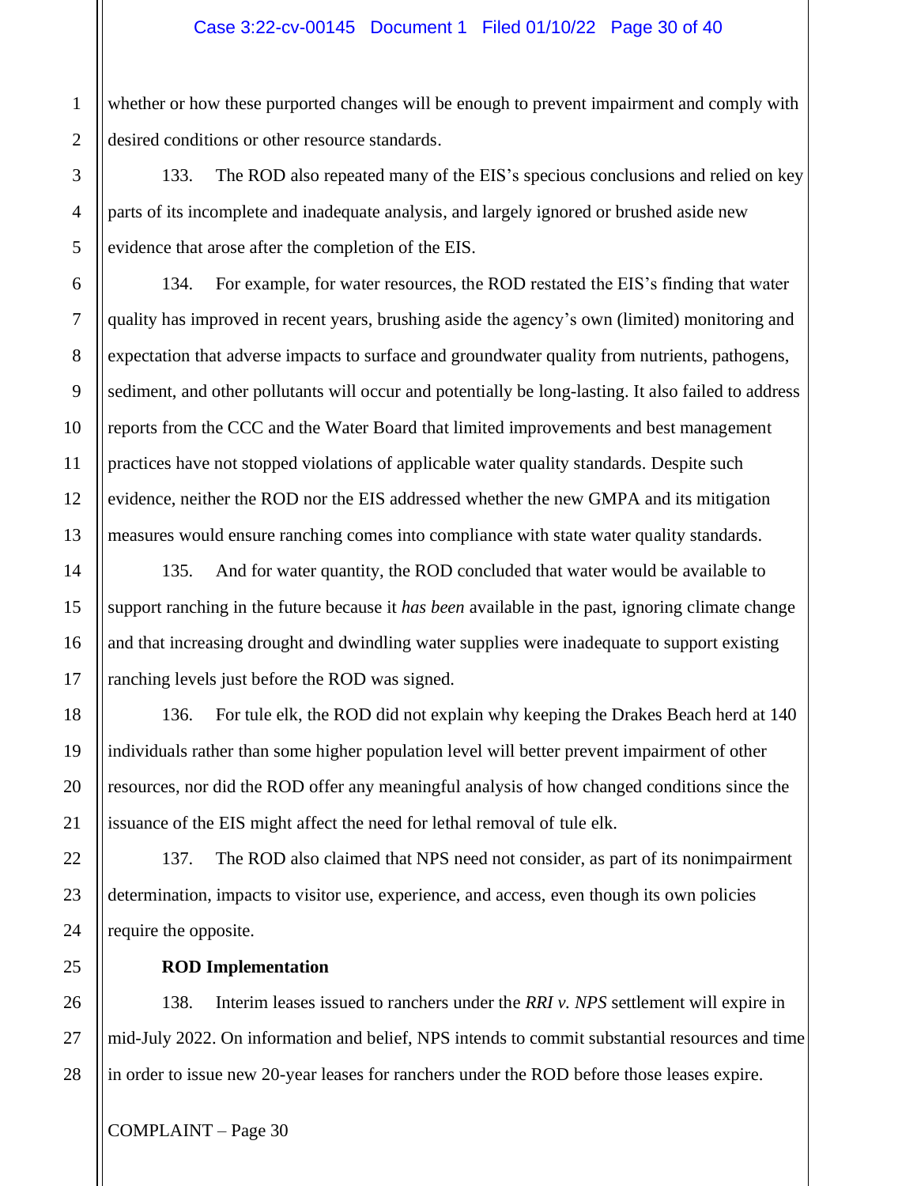whether or how these purported changes will be enough to prevent impairment and comply with desired conditions or other resource standards.

133. The ROD also repeated many of the EIS's specious conclusions and relied on key parts of its incomplete and inadequate analysis, and largely ignored or brushed aside new evidence that arose after the completion of the EIS.

134. For example, for water resources, the ROD restated the EIS's finding that water quality has improved in recent years, brushing aside the agency's own (limited) monitoring and expectation that adverse impacts to surface and groundwater quality from nutrients, pathogens, sediment, and other pollutants will occur and potentially be long-lasting. It also failed to address reports from the CCC and the Water Board that limited improvements and best management practices have not stopped violations of applicable water quality standards. Despite such evidence, neither the ROD nor the EIS addressed whether the new GMPA and its mitigation measures would ensure ranching comes into compliance with state water quality standards.

135. And for water quantity, the ROD concluded that water would be available to support ranching in the future because it *has been* available in the past, ignoring climate change and that increasing drought and dwindling water supplies were inadequate to support existing ranching levels just before the ROD was signed.

136. For tule elk, the ROD did not explain why keeping the Drakes Beach herd at 140 individuals rather than some higher population level will better prevent impairment of other resources, nor did the ROD offer any meaningful analysis of how changed conditions since the issuance of the EIS might affect the need for lethal removal of tule elk.

137. The ROD also claimed that NPS need not consider, as part of its nonimpairment determination, impacts to visitor use, experience, and access, even though its own policies require the opposite.

**ROD Implementation**

138. Interim leases issued to ranchers under the *RRI v. NPS* settlement will expire in mid-July 2022. On information and belief, NPS intends to commit substantial resources and time in order to issue new 20-year leases for ranchers under the ROD before those leases expire.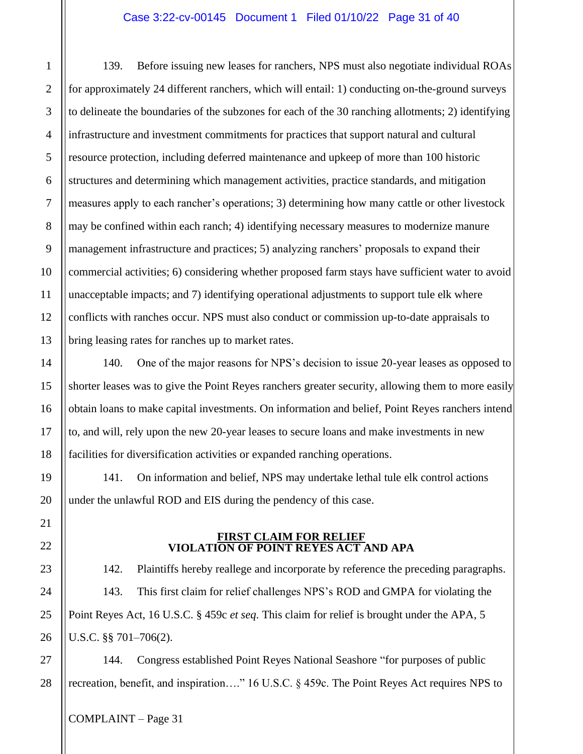139. Before issuing new leases for ranchers, NPS must also negotiate individual ROAs for approximately 24 different ranchers, which will entail: 1) conducting on-the-ground surveys to delineate the boundaries of the subzones for each of the 30 ranching allotments; 2) identifying infrastructure and investment commitments for practices that support natural and cultural resource protection, including deferred maintenance and upkeep of more than 100 historic structures and determining which management activities, practice standards, and mitigation measures apply to each rancher's operations; 3) determining how many cattle or other livestock may be confined within each ranch; 4) identifying necessary measures to modernize manure management infrastructure and practices; 5) analyzing ranchers' proposals to expand their commercial activities; 6) considering whether proposed farm stays have sufficient water to avoid unacceptable impacts; and 7) identifying operational adjustments to support tule elk where conflicts with ranches occur. NPS must also conduct or commission up-to-date appraisals to bring leasing rates for ranches up to market rates.

140. One of the major reasons for NPS's decision to issue 20-year leases as opposed to shorter leases was to give the Point Reyes ranchers greater security, allowing them to more easily obtain loans to make capital investments. On information and belief, Point Reyes ranchers intend to, and will, rely upon the new 20-year leases to secure loans and make investments in new facilities for diversification activities or expanded ranching operations.

141. On information and belief, NPS may undertake lethal tule elk control actions under the unlawful ROD and EIS during the pendency of this case.

## FIRST CLAIM FOR RELIEF
## VIOLATION OF POINT REYES ACT AND APA

142. Plaintiffs hereby reallege and incorporate by reference the preceding paragraphs.

143. This first claim for relief challenges NPS's ROD and GMPA for violating the Point Reyes Act, 16 U.S.C. § 459c *et seq*. This claim for relief is brought under the APA, 5 U.S.C. §§ 701–706(2).

144. Congress established Point Reyes National Seashore "for purposes of public recreation, benefit, and inspiration…." 16 U.S.C. § 459c. The Point Reyes Act requires NPS to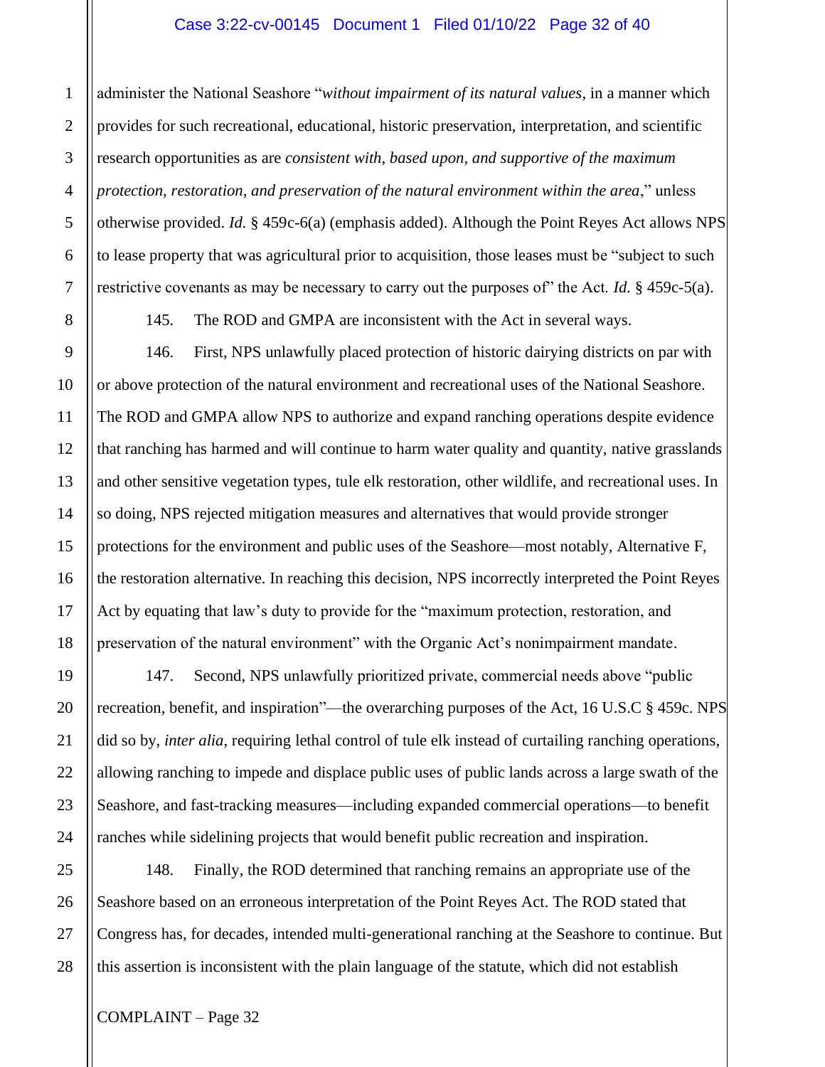administer the National Seashore "*without impairment of its natural values*, in a manner which provides for such recreational, educational, historic preservation, interpretation, and scientific research opportunities as are *consistent with, based upon, and supportive of the maximum protection, restoration, and preservation of the natural environment within the area*," unless otherwise provided. *Id.* § 459c-6(a) (emphasis added). Although the Point Reyes Act allows NPS to lease property that was agricultural prior to acquisition, those leases must be "subject to such restrictive covenants as may be necessary to carry out the purposes of" the Act. *Id.* § 459c-5(a).

145. The ROD and GMPA are inconsistent with the Act in several ways.

146. First, NPS unlawfully placed protection of historic dairying districts on par with or above protection of the natural environment and recreational uses of the National Seashore. The ROD and GMPA allow NPS to authorize and expand ranching operations despite evidence that ranching has harmed and will continue to harm water quality and quantity, native grasslands and other sensitive vegetation types, tule elk restoration, other wildlife, and recreational uses. In so doing, NPS rejected mitigation measures and alternatives that would provide stronger protections for the environment and public uses of the Seashore—most notably, Alternative F, the restoration alternative. In reaching this decision, NPS incorrectly interpreted the Point Reyes Act by equating that law's duty to provide for the "maximum protection, restoration, and preservation of the natural environment" with the Organic Act's nonimpairment mandate.

147. Second, NPS unlawfully prioritized private, commercial needs above "public recreation, benefit, and inspiration"—the overarching purposes of the Act, 16 U.S.C § 459c. NPS did so by, *inter alia*, requiring lethal control of tule elk instead of curtailing ranching operations, allowing ranching to impede and displace public uses of public lands across a large swath of the Seashore, and fast-tracking measures—including expanded commercial operations—to benefit ranches while sidelining projects that would benefit public recreation and inspiration.

148. Finally, the ROD determined that ranching remains an appropriate use of the Seashore based on an erroneous interpretation of the Point Reyes Act. The ROD stated that Congress has, for decades, intended multi-generational ranching at the Seashore to continue. But this assertion is inconsistent with the plain language of the statute, which did not establish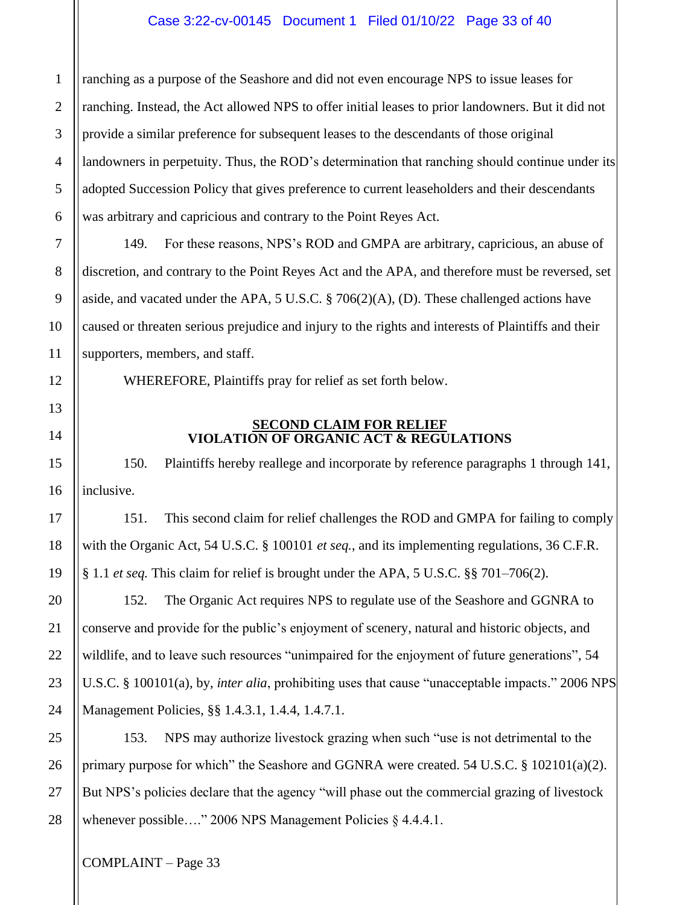ranching as a purpose of the Seashore and did not even encourage NPS to issue leases for ranching. Instead, the Act allowed NPS to offer initial leases to prior landowners. But it did not provide a similar preference for subsequent leases to the descendants of those original landowners in perpetuity. Thus, the ROD's determination that ranching should continue under its adopted Succession Policy that gives preference to current leaseholders and their descendants was arbitrary and capricious and contrary to the Point Reyes Act.

149. For these reasons, NPS's ROD and GMPA are arbitrary, capricious, an abuse of discretion, and contrary to the Point Reyes Act and the APA, and therefore must be reversed, set aside, and vacated under the APA, 5 U.S.C. § 706(2)(A), (D). These challenged actions have caused or threaten serious prejudice and injury to the rights and interests of Plaintiffs and their supporters, members, and staff.

WHEREFORE, Plaintiffs pray for relief as set forth below.

## SECOND CLAIM FOR RELIEF
## VIOLATION OF ORGANIC ACT & REGULATIONS

150. Plaintiffs hereby reallege and incorporate by reference paragraphs 1 through 141, inclusive.

151. This second claim for relief challenges the ROD and GMPA for failing to comply with the Organic Act, 54 U.S.C. § 100101 *et seq.*, and its implementing regulations, 36 C.F.R. § 1.1 *et seq.* This claim for relief is brought under the APA, 5 U.S.C. §§ 701–706(2).

152. The Organic Act requires NPS to regulate use of the Seashore and GGNRA to conserve and provide for the public's enjoyment of scenery, natural and historic objects, and wildlife, and to leave such resources "unimpaired for the enjoyment of future generations", 54 U.S.C. § 100101(a), by, *inter alia*, prohibiting uses that cause "unacceptable impacts." 2006 NPS Management Policies, §§ 1.4.3.1, 1.4.4, 1.4.7.1.

153. NPS may authorize livestock grazing when such "use is not detrimental to the primary purpose for which" the Seashore and GGNRA were created. 54 U.S.C. § 102101(a)(2). But NPS's policies declare that the agency "will phase out the commercial grazing of livestock whenever possible…." 2006 NPS Management Policies § 4.4.4.1.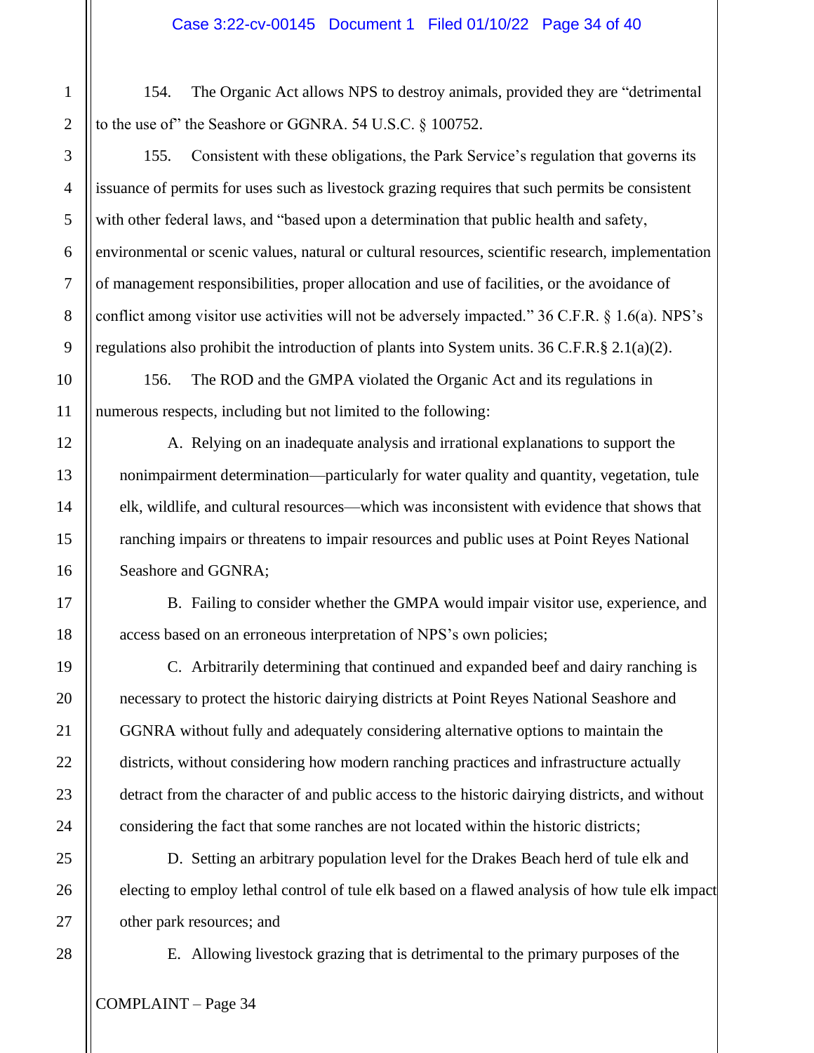154. The Organic Act allows NPS to destroy animals, provided they are "detrimental to the use of" the Seashore or GGNRA. 54 U.S.C. § 100752.

155. Consistent with these obligations, the Park Service's regulation that governs its issuance of permits for uses such as livestock grazing requires that such permits be consistent with other federal laws, and "based upon a determination that public health and safety, environmental or scenic values, natural or cultural resources, scientific research, implementation of management responsibilities, proper allocation and use of facilities, or the avoidance of conflict among visitor use activities will not be adversely impacted." 36 C.F.R. § 1.6(a). NPS's regulations also prohibit the introduction of plants into System units. 36 C.F.R.§ 2.1(a)(2).

156. The ROD and the GMPA violated the Organic Act and its regulations in numerous respects, including but not limited to the following:

A. Relying on an inadequate analysis and irrational explanations to support the nonimpairment determination—particularly for water quality and quantity, vegetation, tule elk, wildlife, and cultural resources—which was inconsistent with evidence that shows that ranching impairs or threatens to impair resources and public uses at Point Reyes National Seashore and GGNRA;

B. Failing to consider whether the GMPA would impair visitor use, experience, and access based on an erroneous interpretation of NPS's own policies;

C. Arbitrarily determining that continued and expanded beef and dairy ranching is necessary to protect the historic dairying districts at Point Reyes National Seashore and GGNRA without fully and adequately considering alternative options to maintain the districts, without considering how modern ranching practices and infrastructure actually detract from the character of and public access to the historic dairying districts, and without considering the fact that some ranches are not located within the historic districts;

D. Setting an arbitrary population level for the Drakes Beach herd of tule elk and electing to employ lethal control of tule elk based on a flawed analysis of how tule elk impact other park resources; and

E. Allowing livestock grazing that is detrimental to the primary purposes of the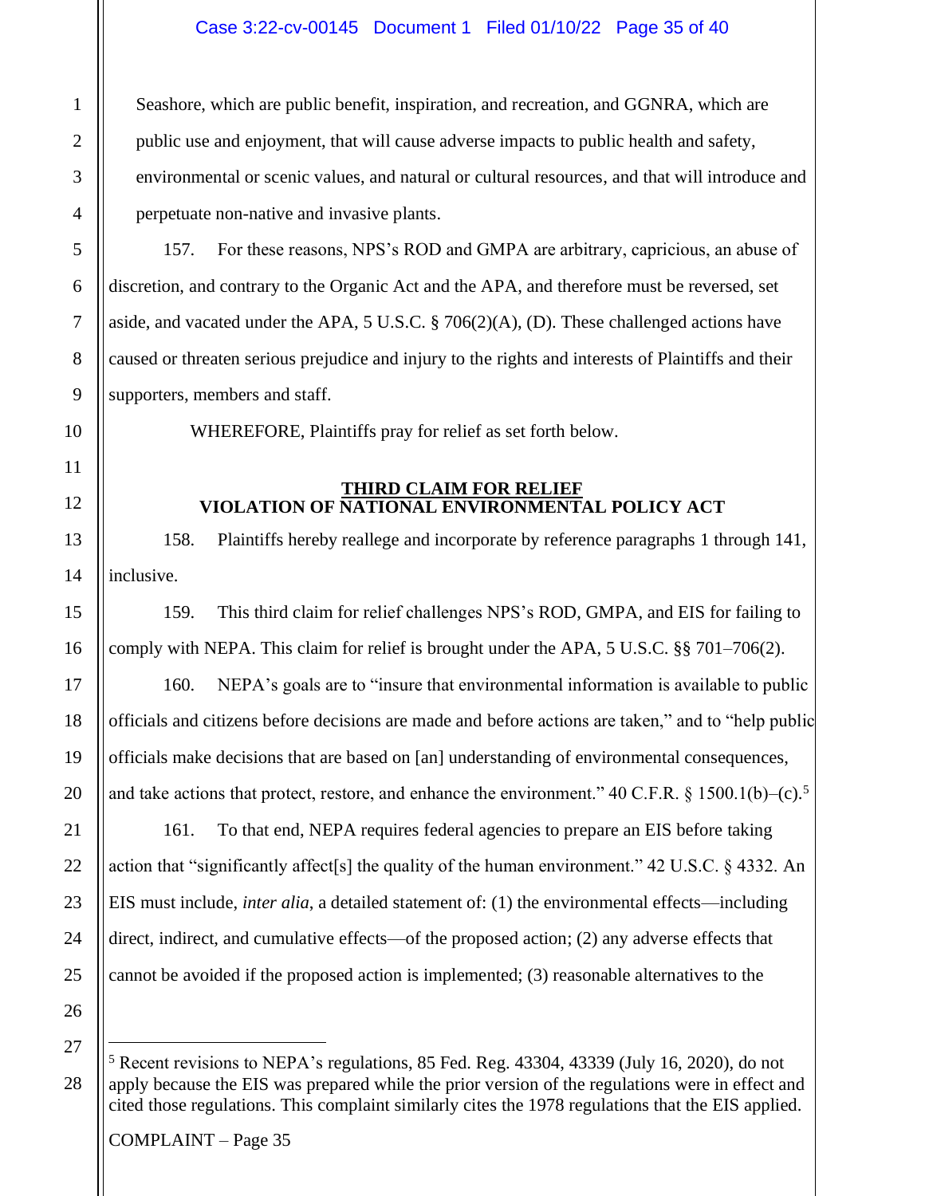Seashore, which are public benefit, inspiration, and recreation, and GGNRA, which are public use and enjoyment, that will cause adverse impacts to public health and safety, environmental or scenic values, and natural or cultural resources, and that will introduce and perpetuate non-native and invasive plants.

157. For these reasons, NPS's ROD and GMPA are arbitrary, capricious, an abuse of discretion, and contrary to the Organic Act and the APA, and therefore must be reversed, set aside, and vacated under the APA, 5 U.S.C. § 706(2)(A), (D). These challenged actions have caused or threaten serious prejudice and injury to the rights and interests of Plaintiffs and their supporters, members and staff.

WHEREFORE, Plaintiffs pray for relief as set forth below.

## THIRD CLAIM FOR RELIEF
## VIOLATION OF NATIONAL ENVIRONMENTAL POLICY ACT

158. Plaintiffs hereby reallege and incorporate by reference paragraphs 1 through 141, inclusive.

159. This third claim for relief challenges NPS's ROD, GMPA, and EIS for failing to comply with NEPA. This claim for relief is brought under the APA, 5 U.S.C. §§ 701–706(2).

160. NEPA's goals are to "insure that environmental information is available to public officials and citizens before decisions are made and before actions are taken," and to "help public officials make decisions that are based on [an] understanding of environmental consequences, and take actions that protect, restore, and enhance the environment." 40 C.F.R. § 1500.1(b)–(c).[5]

161. To that end, NEPA requires federal agencies to prepare an EIS before taking action that "significantly affect[s] the quality of the human environment." 42 U.S.C. § 4332. An EIS must include, *inter alia*, a detailed statement of: (1) the environmental effects—including direct, indirect, and cumulative effects—of the proposed action; (2) any adverse effects that cannot be avoided if the proposed action is implemented; (3) reasonable alternatives to the

---

[5] Recent revisions to NEPA's regulations, 85 Fed. Reg. 43304, 43339 (July 16, 2020), do not apply because the EIS was prepared while the prior version of the regulations were in effect and cited those regulations. This complaint similarly cites the 1978 regulations that the EIS applied.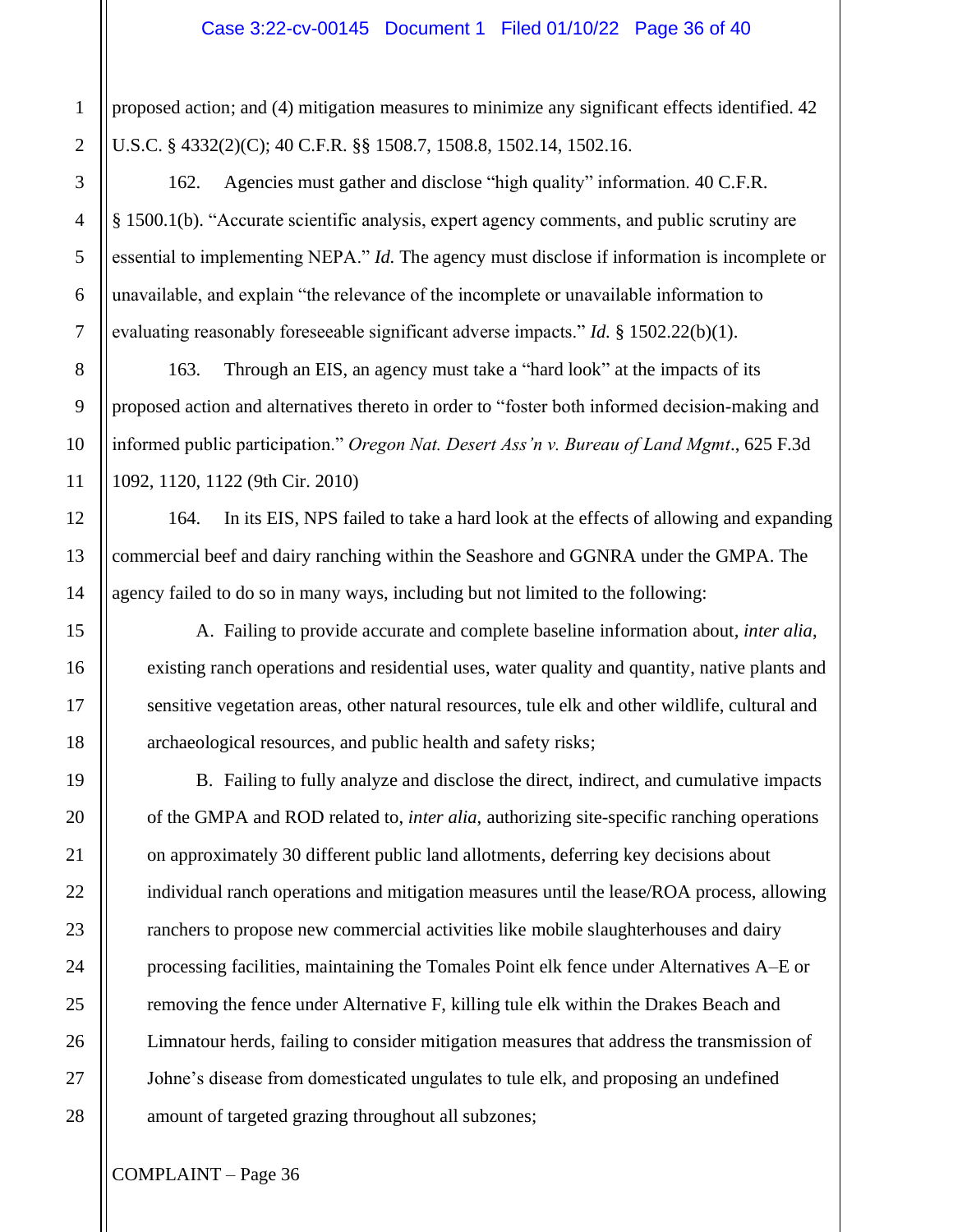proposed action; and (4) mitigation measures to minimize any significant effects identified. 42 U.S.C. § 4332(2)(C); 40 C.F.R. §§ 1508.7, 1508.8, 1502.14, 1502.16.

162. Agencies must gather and disclose "high quality" information. 40 C.F.R. § 1500.1(b). "Accurate scientific analysis, expert agency comments, and public scrutiny are essential to implementing NEPA." *Id.* The agency must disclose if information is incomplete or unavailable, and explain "the relevance of the incomplete or unavailable information to evaluating reasonably foreseeable significant adverse impacts." *Id.* § 1502.22(b)(1).

163. Through an EIS, an agency must take a "hard look" at the impacts of its proposed action and alternatives thereto in order to "foster both informed decision-making and informed public participation." *Oregon Nat. Desert Ass'n v. Bureau of Land Mgmt*., 625 F.3d 1092, 1120, 1122 (9th Cir. 2010)

164. In its EIS, NPS failed to take a hard look at the effects of allowing and expanding commercial beef and dairy ranching within the Seashore and GGNRA under the GMPA. The agency failed to do so in many ways, including but not limited to the following:

A. Failing to provide accurate and complete baseline information about, *inter alia*, existing ranch operations and residential uses, water quality and quantity, native plants and sensitive vegetation areas, other natural resources, tule elk and other wildlife, cultural and archaeological resources, and public health and safety risks;

B. Failing to fully analyze and disclose the direct, indirect, and cumulative impacts of the GMPA and ROD related to, *inter alia*, authorizing site-specific ranching operations on approximately 30 different public land allotments, deferring key decisions about individual ranch operations and mitigation measures until the lease/ROA process, allowing ranchers to propose new commercial activities like mobile slaughterhouses and dairy processing facilities, maintaining the Tomales Point elk fence under Alternatives A–E or removing the fence under Alternative F, killing tule elk within the Drakes Beach and Limnatour herds, failing to consider mitigation measures that address the transmission of Johne's disease from domesticated ungulates to tule elk, and proposing an undefined amount of targeted grazing throughout all subzones;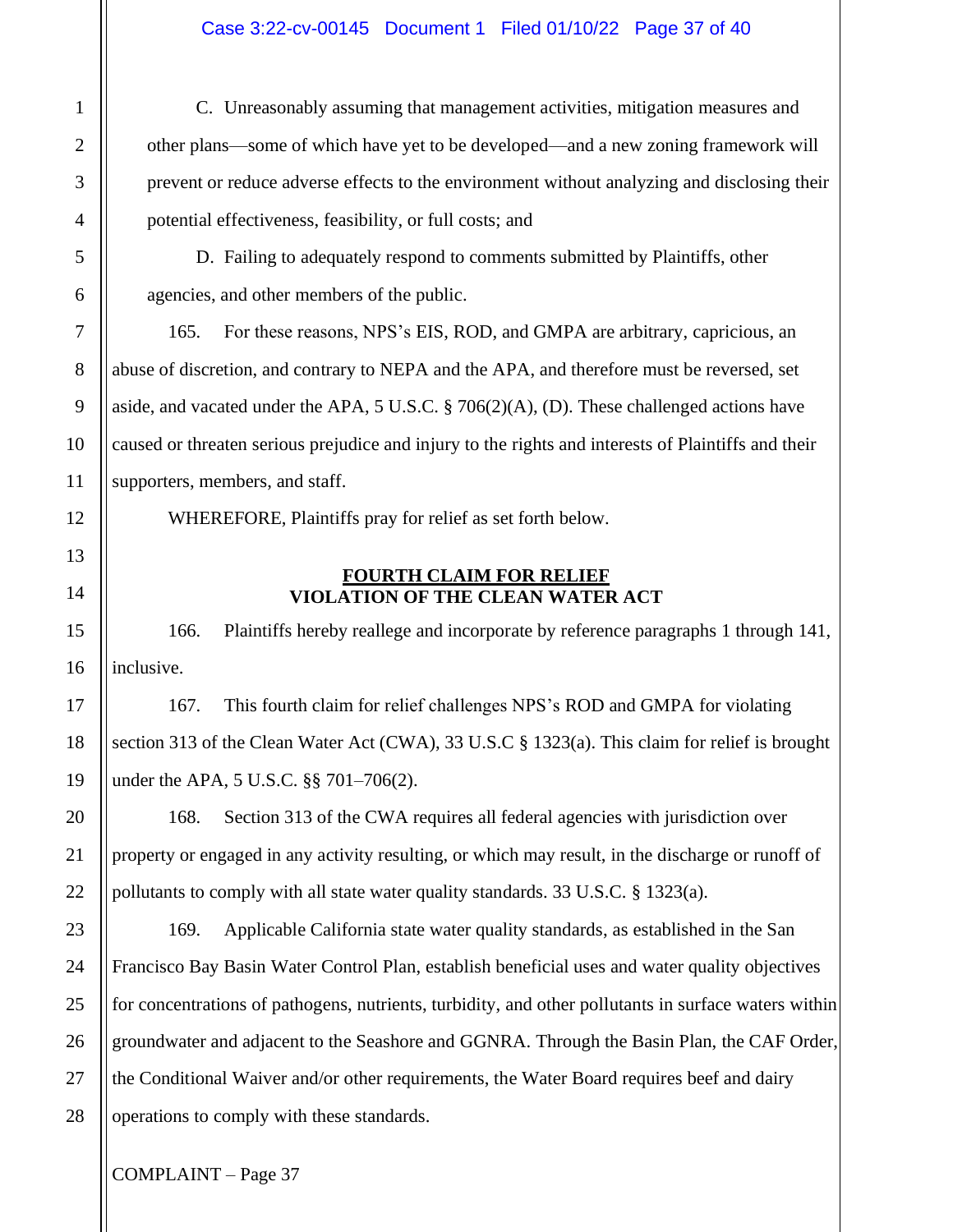C. Unreasonably assuming that management activities, mitigation measures and other plans—some of which have yet to be developed—and a new zoning framework will prevent or reduce adverse effects to the environment without analyzing and disclosing their potential effectiveness, feasibility, or full costs; and

D. Failing to adequately respond to comments submitted by Plaintiffs, other agencies, and other members of the public.

165. For these reasons, NPS's EIS, ROD, and GMPA are arbitrary, capricious, an abuse of discretion, and contrary to NEPA and the APA, and therefore must be reversed, set aside, and vacated under the APA, 5 U.S.C. § 706(2)(A), (D). These challenged actions have caused or threaten serious prejudice and injury to the rights and interests of Plaintiffs and their supporters, members, and staff.

WHEREFORE, Plaintiffs pray for relief as set forth below.

## FOURTH CLAIM FOR RELIEF
## VIOLATION OF THE CLEAN WATER ACT

166. Plaintiffs hereby reallege and incorporate by reference paragraphs 1 through 141, inclusive.

167. This fourth claim for relief challenges NPS's ROD and GMPA for violating section 313 of the Clean Water Act (CWA), 33 U.S.C § 1323(a). This claim for relief is brought under the APA, 5 U.S.C. §§ 701–706(2).

168. Section 313 of the CWA requires all federal agencies with jurisdiction over property or engaged in any activity resulting, or which may result, in the discharge or runoff of pollutants to comply with all state water quality standards. 33 U.S.C. § 1323(a).

169. Applicable California state water quality standards, as established in the San Francisco Bay Basin Water Control Plan, establish beneficial uses and water quality objectives for concentrations of pathogens, nutrients, turbidity, and other pollutants in surface waters within groundwater and adjacent to the Seashore and GGNRA. Through the Basin Plan, the CAF Order, the Conditional Waiver and/or other requirements, the Water Board requires beef and dairy operations to comply with these standards.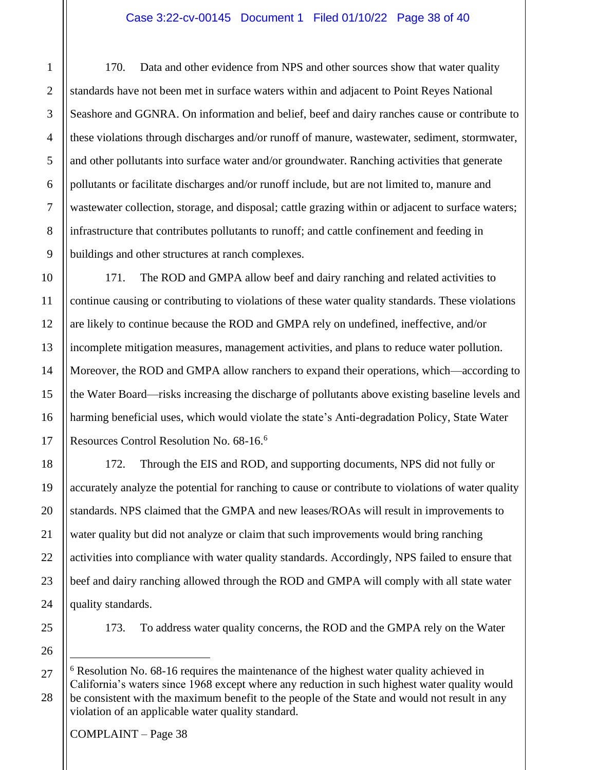170. Data and other evidence from NPS and other sources show that water quality standards have not been met in surface waters within and adjacent to Point Reyes National Seashore and GGNRA. On information and belief, beef and dairy ranches cause or contribute to these violations through discharges and/or runoff of manure, wastewater, sediment, stormwater, and other pollutants into surface water and/or groundwater. Ranching activities that generate pollutants or facilitate discharges and/or runoff include, but are not limited to, manure and wastewater collection, storage, and disposal; cattle grazing within or adjacent to surface waters; infrastructure that contributes pollutants to runoff; and cattle confinement and feeding in buildings and other structures at ranch complexes.

171. The ROD and GMPA allow beef and dairy ranching and related activities to continue causing or contributing to violations of these water quality standards. These violations are likely to continue because the ROD and GMPA rely on undefined, ineffective, and/or incomplete mitigation measures, management activities, and plans to reduce water pollution. Moreover, the ROD and GMPA allow ranchers to expand their operations, which—according to the Water Board—risks increasing the discharge of pollutants above existing baseline levels and harming beneficial uses, which would violate the state's Anti-degradation Policy, State Water Resources Control Resolution No. 68-16.[6]

172. Through the EIS and ROD, and supporting documents, NPS did not fully or accurately analyze the potential for ranching to cause or contribute to violations of water quality standards. NPS claimed that the GMPA and new leases/ROAs will result in improvements to water quality but did not analyze or claim that such improvements would bring ranching activities into compliance with water quality standards. Accordingly, NPS failed to ensure that beef and dairy ranching allowed through the ROD and GMPA will comply with all state water quality standards.

173. To address water quality concerns, the ROD and the GMPA rely on the Water

---

[6] Resolution No. 68-16 requires the maintenance of the highest water quality achieved in California's waters since 1968 except where any reduction in such highest water quality would be consistent with the maximum benefit to the people of the State and would not result in any violation of an applicable water quality standard.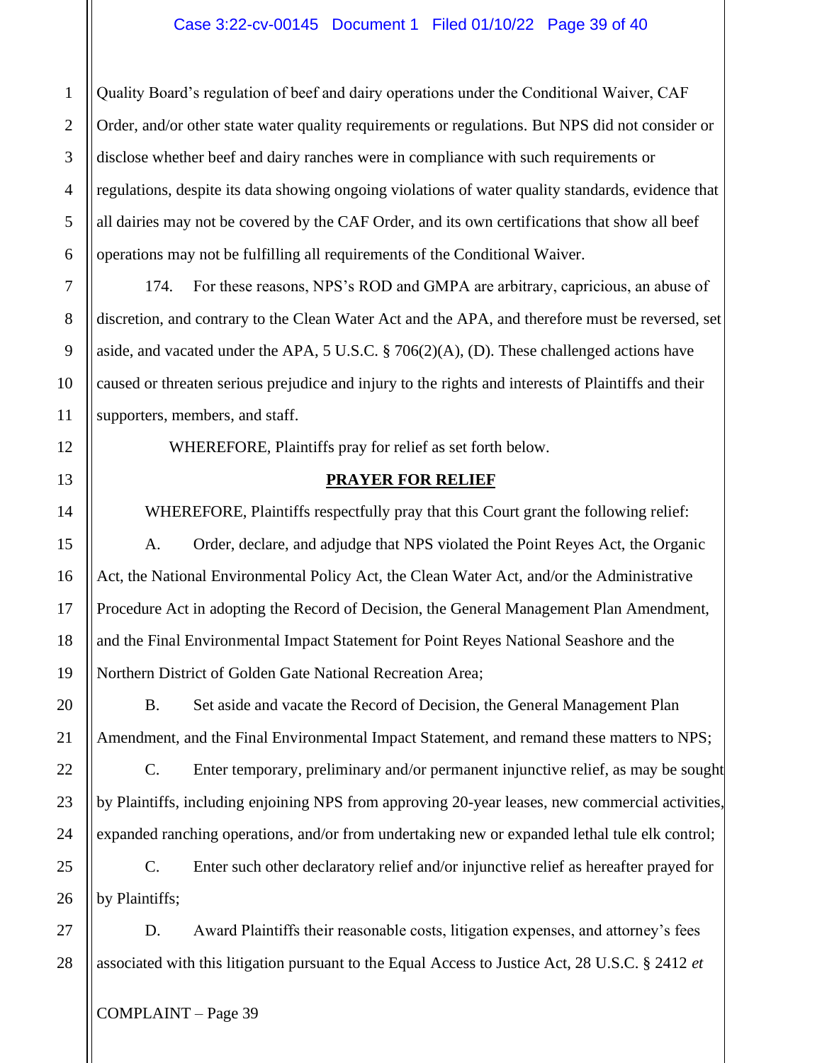Quality Board's regulation of beef and dairy operations under the Conditional Waiver, CAF Order, and/or other state water quality requirements or regulations. But NPS did not consider or disclose whether beef and dairy ranches were in compliance with such requirements or regulations, despite its data showing ongoing violations of water quality standards, evidence that all dairies may not be covered by the CAF Order, and its own certifications that show all beef operations may not be fulfilling all requirements of the Conditional Waiver.

174. For these reasons, NPS's ROD and GMPA are arbitrary, capricious, an abuse of discretion, and contrary to the Clean Water Act and the APA, and therefore must be reversed, set aside, and vacated under the APA, 5 U.S.C. § 706(2)(A), (D). These challenged actions have caused or threaten serious prejudice and injury to the rights and interests of Plaintiffs and their supporters, members, and staff.

WHEREFORE, Plaintiffs pray for relief as set forth below.

## **PRAYER FOR RELIEF**

WHEREFORE, Plaintiffs respectfully pray that this Court grant the following relief:

A. Order, declare, and adjudge that NPS violated the Point Reyes Act, the Organic Act, the National Environmental Policy Act, the Clean Water Act, and/or the Administrative Procedure Act in adopting the Record of Decision, the General Management Plan Amendment, and the Final Environmental Impact Statement for Point Reyes National Seashore and the Northern District of Golden Gate National Recreation Area;

B. Set aside and vacate the Record of Decision, the General Management Plan Amendment, and the Final Environmental Impact Statement, and remand these matters to NPS;

C. Enter temporary, preliminary and/or permanent injunctive relief, as may be sought by Plaintiffs, including enjoining NPS from approving 20-year leases, new commercial activities, expanded ranching operations, and/or from undertaking new or expanded lethal tule elk control;

C. Enter such other declaratory relief and/or injunctive relief as hereafter prayed for by Plaintiffs;

D. Award Plaintiffs their reasonable costs, litigation expenses, and attorney's fees associated with this litigation pursuant to the Equal Access to Justice Act, 28 U.S.C. § 2412 *et*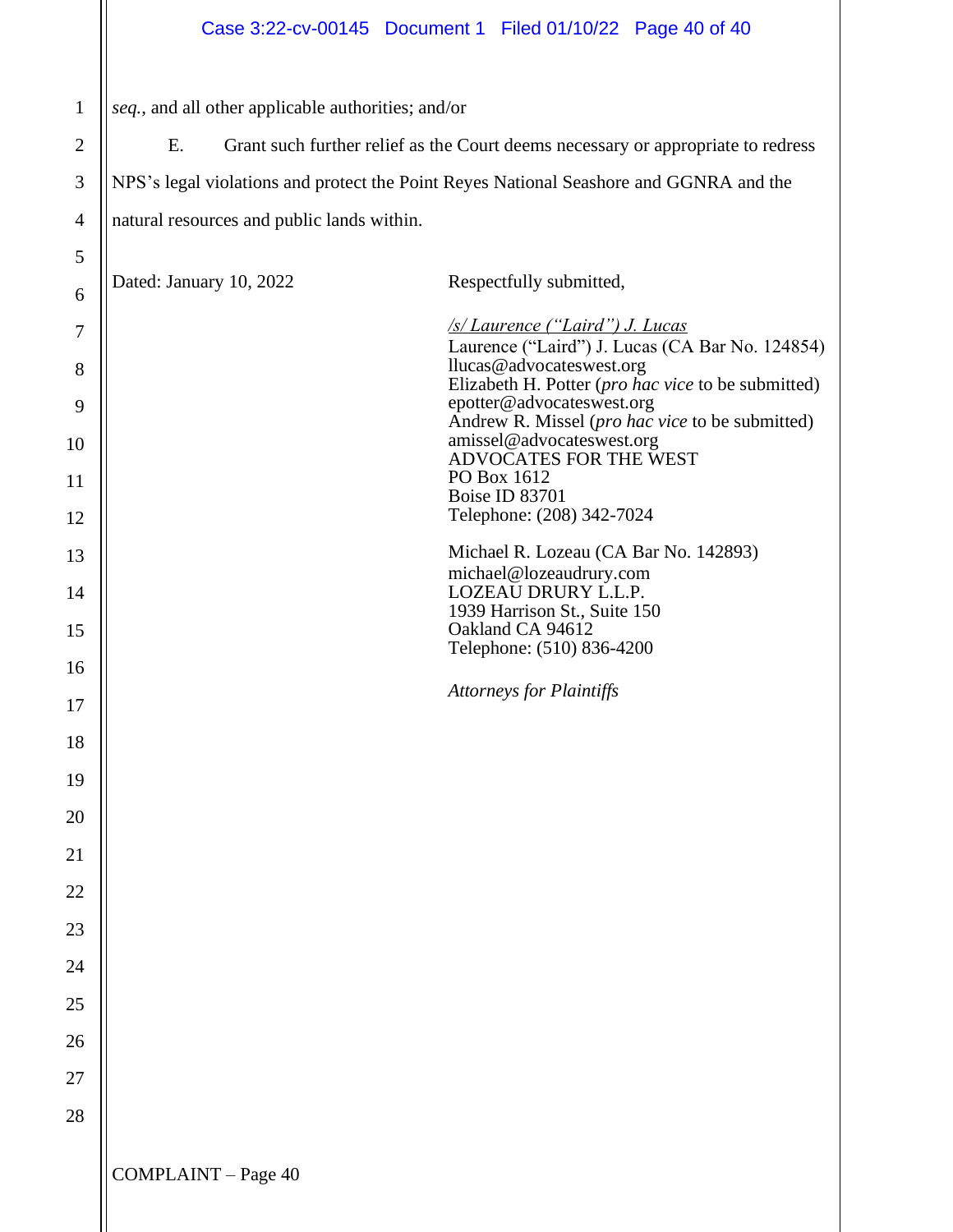*seq.*, and all other applicable authorities; and/or

E. Grant such further relief as the Court deems necessary or appropriate to redress NPS's legal violations and protect the Point Reyes National Seashore and GGNRA and the natural resources and public lands within.

Dated: January 10, 2022

Respectfully submitted,

*/s/ Laurence ("Laird") J. Lucas*
Laurence ("Laird") J. Lucas (CA Bar No. 124854)
llucas@advocateswest.org
Elizabeth H. Potter (*pro hac vice* to be submitted)
epotter@advocateswest.org
Andrew R. Missel (*pro hac vice* to be submitted)
amissel@advocateswest.org
ADVOCATES FOR THE WEST
PO Box 1612
Boise ID 83701
Telephone: (208) 342-7024

Michael R. Lozeau (CA Bar No. 142893)
michael@lozeaudrury.com
LOZEAU DRURY L.L.P.
1939 Harrison St., Suite 150
Oakland CA 94612
Telephone: (510) 836-4200

*Attorneys for Plaintiffs*